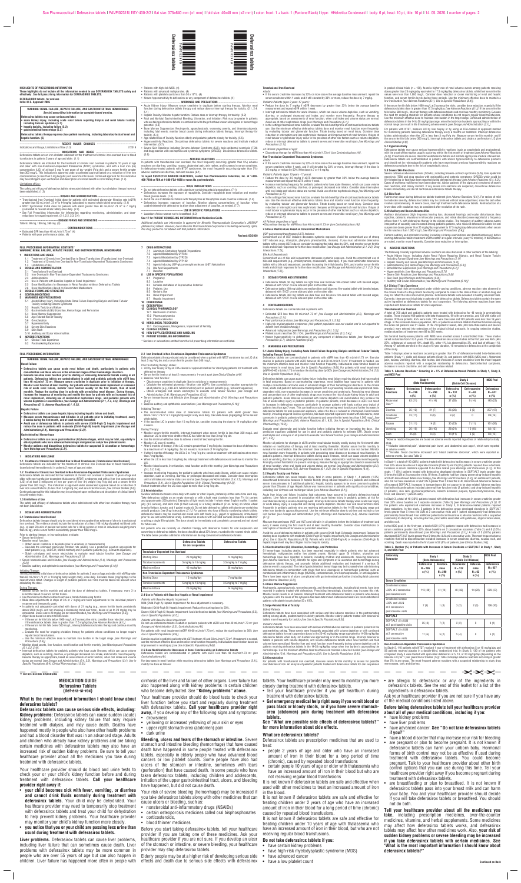**Deferasirox tablets**

**HIGHLIGHTS OF PRESCRIBING INFORMATION**

These highlights do not include all the information needed to use DEFERASIROX TABLETS safely and effectively. See full prescribing information for DEFERASIROX TABLETS.

DEFERASIROX tablets, for oral use
Initial U.S. Approval: 2005

**WARNING: RENAL FAILURE, HEPATIC FAILURE, AND GASTROINTESTINAL HEMORRHAGE**
*See full prescribing information for complete boxed warning.*

**Deferasirox tablets may cause serious and fatal:**
- **acute kidney injury, including acute renal failure requiring dialysis and renal tubular toxicity including Fanconi syndrome (5.1)**
- **hepatic toxicity, including failure (5.2)**
- **gastrointestinal hemorrhage (5.3)**

**Deferasirox tablets therapy requires close patient monitoring, including laboratory tests of renal and hepatic function. (5)**

**RECENT MAJOR CHANGES**

Indications and Usage, Limitations of Use (1.3) — 7/2019

**INDICATIONS AND USAGE**

Deferasirox tablets are an iron chelator indicated for the treatment of chronic iron overload due to blood transfusions in patients 2 years of age and older. (1.1)

Deferasirox tablets are indicated for the treatment of chronic iron overload in patients 10 years of age and older with non-transfusion-dependent thalassemia (NTDT) syndromes, and with a liver iron (Fe) concentration (LIC) of at least 5 mg Fe per gram of dry weight (mg Fe/g dw) and a serum ferritin greater than 300 mcg/L. This indication is approved under accelerated approval based on a reduction of liver iron concentrations (to less than 5 mg Fe/g dw) and serum ferritin levels. Continued approval for this indication may be contingent upon verification and description of clinical benefit in confirmatory trials. (1.2)

Limitations of Use:

The safety and efficacy of deferasirox tablets when administered with other iron chelation therapy have not been established. (1.3)

**DOSAGE AND ADMINISTRATION**

- Transfusional Iron Overload: Initial dose for patients with estimated glomerular filtration rate (eGFR) greater than 60 mL/min/1.73 m² is 14 mg/kg (calculated to nearest whole tablet) once daily. (2.1)
- NTDT Syndromes: Initial dose for patients with eGFR greater than 60 mL/min/1.73 m² is 7 mg/kg (calculated to nearest whole tablet) once daily. (2.2)
- See Full Prescribing Information for dosage adjustments and for monitoring, administration, and dose reductions for organ impairment. (2.1, 2.2, 2.3, 2.4)

**DOSAGE FORMS AND STRENGTHS**

Tablets: 90 mg, 180 mg, 360 mg (3)

**CONTRAINDICATIONS**

- Estimated GFR less than 40 mL/min/1.73 m² (4)
- Patients with poor performance status (4)
- Patients with high-risk MDS (4)
- Patients with advanced malignancies (4)
- Patients with platelet counts less than 50 x 10⁹/L (4)
- Known hypersensitivity to deferasirox or any component of deferasirox tablets. (4)

**WARNINGS AND PRECAUTIONS**

- Acute Kidney Injury: Measure serum creatinine in duplicate before starting therapy. Monitor renal function during deferasirox tablets therapy and reduce dose or interrupt therapy for toxicity. (2.1, 2.4, 5.1)
- Hepatic Toxicity: Monitor hepatic function. Reduce dose or interrupt therapy for toxicity. (2.4, 5.2)
- Fatal and Nonfatal Gastrointestinal Bleeding, Ulceration, and Irritation: Risk may be greater in patients who are taking deferasirox tablets in combination with drugs that have known ulcerogenic or hemorrhagic potential. (5.3)
- Bone Marrow Suppression: Neutropenia, agranulocytosis, worsening anemia, and thrombocytopenia, including fatal events; monitor blood counts during deferasirox tablets therapy. Interrupt therapy for toxicity. (5.4)
- Age-related Risk of Toxicity: Monitor elderly and pediatric patients closely for toxicity. (5.5)
- Hypersensitivity Reactions: Discontinue deferasirox tablets for severe reactions and institute medical intervention. (5.7)
- Severe Skin Reactions, including Stevens-Johnson Syndrome (SJS), toxic epidermal necrolysis (TEN) and drug reaction with eosinophilia and systemic symptoms (DRESS): Discontinue deferasirox tablets. (5.8)

**ADVERSE REACTIONS**

In patients with transfusional iron overload, the most frequently occurring (greater than 5%) adverse reactions are diarrhea, vomiting, nausea, abdominal pain, skin rashes, and increases in serum creatinine. In deferasirox-treated patients with NTDT syndromes, the most frequently occurring (greater than 5%) adverse reactions are diarrhea, rash and nausea. (6.1)

**To report SUSPECTED ADVERSE REACTIONS, contact Sun Pharmaceutical Industries, Inc. at 1-800-818-4555 or FDA at 1-800-FDA-1088 or www.fda.gov/medwatch.**

**DRUG INTERACTIONS**

- Do not take deferasirox tablets with aluminum-containing antacid preparations. (7.1)
- Deferasirox increases the exposure of repaglinide. Consider repaglinide dose reduction and monitor blood glucose levels. (7.3)
- Avoid the use of deferasirox tablets with theophylline as theophylline levels could be increased. (7.4)
- Deferasirox increases exposure of busulfan. Monitor plasma concentrations of busulfan when coadministered with deferasirox to allow dose adjustment of busulfan as needed. (7.7)

**USE IN SPECIFIC POPULATIONS**

- Lactation: Advise women not to breastfeed. (8.2)

**See 17 for PATIENT COUNSELING INFORMATION and Medication Guide.**

Additional pediatric use information is approved for Novartis Pharmaceuticals Corporation's JADENU® (deferasirox) tablets. However, due to Novartis Pharmaceuticals Corporation's marketing exclusivity rights, this drug product is not labeled with that pediatric information.

**Revised: 00/2020**

**FULL PRESCRIBING INFORMATION: CONTENTS\***
**WARNING: RENAL FAILURE, HEPATIC FAILURE, AND GASTROINTESTINAL HEMORRHAGE**

1 INDICATIONS AND USAGE
- 1.1 Treatment of Chronic Iron Overload Due to Blood Transfusions (Transfusional Iron Overload)
- 1.2 Treatment of Chronic Iron Overload in Non-Transfusion-Dependent Thalassemia Syndromes
- 1.3 Limitations of Use

2 DOSAGE AND ADMINISTRATION
- 2.1 Transfusional Iron Overload
- 2.2 Iron Overload in Non-Transfusion-Dependent Thalassemia Syndromes
- 2.3 Administration
- 2.4 Use in Patients with Baseline Hepatic or Renal Impairment
- 2.5 Dose Modifications for Decreases in Renal Function while on Deferasirox Tablets
- 2.6 Dose Modifications Based on Concomitant Medications

3 DOSAGE FORMS AND STRENGTHS
4 CONTRAINDICATIONS
5 WARNINGS AND PRECAUTIONS
- 5.1 Acute Kidney Injury, Including Acute Renal Failure Requiring Dialysis and Renal Tubular Toxicity Including Fanconi Syndrome
- 5.2 Hepatic Toxicity and Failure
- 5.3 Gastrointestinal (GI) Ulceration, Hemorrhage, and Perforation
- 5.4 Bone Marrow Suppression
- 5.5 Age-related Risk of Toxicity
- 5.6 Overchelation
- 5.7 Hypersensitivity
- 5.8 Severe Skin Reactions
- 5.9 Skin Rash
- 5.10 Auditory and Ocular Abnormalities

6 ADVERSE REACTIONS
- 6.1 Clinical Trials Experience
- 6.2 Postmarketing Experience

7 DRUG INTERACTIONS
- 7.1 Aluminum-Containing Antacid Preparations
- 7.2 Agents Metabolized by CYP3A4
- 7.3 Agents Metabolized by CYP2C8
- 7.4 Agents Metabolized by CYP1A2
- 7.5 Agents Inducing UDP-glucuronosyltransferase (UGT) Metabolism
- 7.6 Bile Acid Sequestrants
- 7.7 Busulfan

8 USE IN SPECIFIC POPULATIONS
- 8.1 Pregnancy
- 8.2 Lactation
- 8.3 Females and Males of Reproductive Potential
- 8.4 Pediatric Use
- 8.5 Geriatric Use
- 8.6 Renal Impairment
- 8.7 Hepatic Impairment

10 OVERDOSAGE
11 DESCRIPTION
12 CLINICAL PHARMACOLOGY
- 12.1 Mechanism of Action
- 12.2 Pharmacodynamics
- 12.3 Pharmacokinetics

13 NONCLINICAL TOXICOLOGY
- 13.1 Carcinogenesis, Mutagenesis, Impairment of Fertility

14 CLINICAL STUDIES
16 HOW SUPPLIED/STORAGE AND HANDLING
17 PATIENT COUNSELING INFORMATION

\* Sections or subsections omitted from the full prescribing information are not listed.

**FULL PRESCRIBING INFORMATION**

**WARNING: RENAL FAILURE, HEPATIC FAILURE, AND GASTROINTESTINAL HEMORRHAGE**

**Renal Failure**
- **Deferasirox tablets can cause acute renal failure and death, particularly in patients with comorbidities and those who are in the advanced stages of their hematologic disorders.**
- **Evaluate baseline renal function prior to starting or increasing deferasirox tablets dosing in all patients. Deferasirox tablets are contraindicated in adult and pediatric patients with eGFR less than 40 mL/min/1.73 m². Measure serum creatinine in duplicate prior to initiation of therapy. Monitor renal function at least monthly. For patients with baseline renal impairment or increased risk of acute renal failure, monitor renal function weekly for the first month, then at least monthly. Reduce the starting dose in patients with preexisting renal disease. During therapy, increase the frequency of monitoring and modify the dose for patients with an increased risk of renal impairment, including use of concomitant nephrotoxic drugs, and pediatric patients with volume depletion or overchelation** *[see Dosage and Administration (2.1, 2.4, 2.5), Warnings and Precautions (5.1), Adverse Reactions (6.1, 6.2)]*.

**Hepatic Failure**
- **Deferasirox tablets can cause hepatic injury including hepatic failure and death.**
- **Measure serum transaminases and bilirubin in all patients prior to initiating treatment, every 2 weeks during the first month, and at least monthly thereafter.**
- **Avoid use of deferasirox tablets in patients with severe (Child-Pugh C) hepatic impairment and reduce the dose in patients with moderate (Child-Pugh B) hepatic impairment** *[see Dosage and Administration (2.4), Warnings and Precautions (5.2)]*.

**Gastrointestinal Hemorrhage**
- **Deferasirox tablets can cause gastrointestinal (GI) hemorrhages, which may be fatal, especially in elderly patients who have advanced hematologic malignancies and/or low platelet counts.**
- **Monitor patients and discontinue deferasirox tablets for suspected GI ulceration or hemorrhage** *[see Warnings and Precautions (5.3)]*.

**1 INDICATIONS AND USAGE**

**1.1 Treatment of Chronic Iron Overload Due to Blood Transfusions (Transfusional Iron Overload)**

Deferasirox tablets are indicated for the treatment of chronic iron overload due to blood transfusions (transfusional hemosiderosis) in patients 2 years of age and older.

**1.2 Treatment of Chronic Iron Overload in Non-Transfusion-Dependent Thalassemia Syndromes**

Deferasirox tablets are indicated for the treatment of chronic iron overload in patients 10 years of age and older with non-transfusion-dependent thalassemia (NTDT) syndromes and with a liver iron concentration (LIC) of at least 5 milligrams of iron per gram of liver dry weight (mg Fe/g dw) and a serum ferritin greater than 300 mcg/L. This indication is approved under accelerated approval based on a reduction of liver iron concentrations (to less than 5 mg Fe/g dw) and serum ferritin levels *[see Clinical Studies (14)]*. Continued approval for this indication may be contingent upon verification and description of clinical benefit in confirmatory trials.

**1.3 Limitations of Use**

The safety and efficacy of deferasirox tablets when administered with other iron chelation therapy have not been established.

**2 DOSAGE AND ADMINISTRATION**

**2.1 Transfusional Iron Overload**

Deferasirox tablets therapy should only be considered when a patient has evidence of chronic transfusional iron overload. The evidence should include the transfusion of at least 100 mL/kg of packed red blood cells (e.g., at least 20 units of packed red blood cells for a 40 kg person or more in individuals weighing more than 40 kg), and a serum ferritin consistently greater than 1000 mcg/L.

Prior to starting therapy, or increasing dose, evaluate:
- Serum ferritin level
- Baseline renal function:
  - Obtain serum creatinine in duplicate (due to variations in measurements)
  - Calculate the estimated glomerular filtration rate (eGFR). Use a prediction equation appropriate for adult patients (e.g., CKD-EPI, MDRD method) and in pediatric patients (e.g., Schwartz equation).
  - Obtain urinalysis and serum electrolytes to evaluate renal tubular function *[see Dosage and Administration (2.4), Warnings and Precautions (5.1)]*.
- Serum transaminases and bilirubin *[see Dosage and Administration (2.4), Warnings and Precautions (5.2)]*
- Baseline auditory and ophthalmic examinations *[see Warnings and Precautions (5.10)]*

Initiating Therapy:

The recommended initial dose of deferasirox tablets for patients 2 years of age and older with eGFR greater than 60 mL/min/1.73 m² is 14 mg/kg body weight orally, once daily. Calculate doses (mg/kg/day) to the nearest whole tablet. Changes in weight of pediatric patients over time must be taken into account when calculating the dose.

During Therapy:
- Monitor serum ferritin monthly and adjust the dose of deferasirox tablets, if necessary, every 3 to 6 months based on serum ferritin trends.
- Use the minimum effective dose to achieve a trend of decreasing ferritin.
- Make dose adjustments in steps of 3.5 or 7 mg/kg and tailor adjustments to the individual patient's response and therapeutic goals.
- In patients not adequately controlled with doses of 21 mg/kg (e.g., serum ferritin levels persistently above 2500 mcg/L and not showing a decreasing trend over time), doses of up to 28 mg/kg may be considered. Doses above 28 mg/kg are not recommended *[see Warnings and Precautions (5.6)]*.
- Adjust dose based on serum ferritin levels:
  - If the serum ferritin falls below 1000 mcg/L at 2 consecutive visits, consider dose reduction, especially if the deferasirox tablets dose is greater than 17.5 mg/kg/day *[see Adverse Reactions (6.1)]*.
  - If the serum ferritin falls below 500 mcg/L, interrupt deferasirox tablets therapy and continue monthly monitoring.
  - Evaluate the need for ongoing chelation therapy for patients whose conditions no longer require regular blood transfusions.
  - Use the minimum effective dose to maintain iron burden in the target range *[see Warnings and Precautions (5.6)]*.
- Monitor blood counts, liver function, renal function and ferritin monthly *[see Warnings and Precautions (5.1, 5.2, 5.4)]*.
- Interrupt deferasirox tablets for pediatric patients who have acute illnesses, which can cause volume depletion, such as vomiting, diarrhea, or prolonged decreased oral intake, and monitor more frequently. Resume therapy as appropriate, based on assessments of renal function, when oral intake and volume status are normal *[see Dosage and Administration (2.4, 2.5), Warnings and Precautions (5.1), Use in Specific Populations (8.4), Clinical Pharmacology (12.3)]*.

**2.2 Iron Overload in Non-Transfusion-Dependent Thalassemia Syndromes**

Deferasirox tablets therapy should only be considered when a patient with NTDT syndrome has an LIC of at least 5 mg Fe/g dw and a serum ferritin greater than 300 mcg/L.

Prior to starting therapy, obtain:
- LIC by liver biopsy or by an FDA-cleared or approved method for identifying patients for treatment with deferasirox therapy.
- Serum ferritin level on at least 2 measurements 1-month apart *[see Clinical Studies (14)]*.
- Baseline renal function:
  - Obtain serum creatinine in duplicate (due to variations in measurements).
  - Calculate the estimated glomerular filtration rate (eGFR). Use a prediction equation appropriate for adult patients (e.g., CKD-EPI, MDRD method) and in pediatric patients (e.g., Schwartz equation).
  - Obtain urinalysis and serum electrolytes to evaluate renal tubular function *[see Dosage and Administration (2.4), Warnings and Precautions (5.1)]*.
- Serum transaminases and bilirubin *[see Dosage and Administration (2.4), Warnings and Precautions (5.2)]*.
- Baseline auditory and ophthalmic examinations *[see Warnings and Precautions (5.10)]*.

Initiating Therapy:
- The recommended initial dose of deferasirox tablets for patients with eGFR greater than 60 mL/min/1.73 m² is 7 mg/kg body weight orally once daily. Calculate doses (mg/kg/day) to the nearest whole tablet.
- If the baseline LIC is greater than 15 mg Fe/g dw, consider increasing the dose to 14 mg/kg/day after 4 weeks.

During Therapy:
- Monitor serum ferritin monthly. Interrupt treatment when serum ferritin is less than 300 mcg/L and obtain an LIC to determine whether the LIC has fallen to less than 3 mg Fe/g dw.
- Use the minimum effective dose to achieve a trend of decreasing ferritin.
- Monitor LIC every 6 months.
- After 6 months of therapy, if the LIC remains greater than 7 mg Fe/g dw, increase the dose of deferasirox to a maximum of 14 mg/kg/day. Do not exceed a maximum of 14 mg/kg/day.
- If after 6 months of therapy, the LIC is 3 to 7 mg Fe/g dw, continue treatment with deferasirox at no more than 7 mg/kg/day.
- When the LIC is less than 3 mg Fe/g dw, interrupt treatment with deferasirox and continue to monitor the LIC.
- Monitor blood counts, liver function, renal function and ferritin monthly *[see Warnings and Precautions (5.1, 5.2, 5.4)]*.
- Increase monitoring frequency for pediatric patients who have acute illness, which can cause volume depletion, such as vomiting, diarrhea, or prolonged decreased oral intake. Consider dose interruption until oral intake and volume status are normal *[see Dosage and Administration (2.4, 2.5), Warnings and Precautions (5.1), Use in Specific Populations (8.4), Clinical Pharmacology (12.3)]*.
- Restart treatment when the LIC rises again to more than 5 mg Fe/g dw.

**2.3 Administration**

Swallow deferasirox tablets once daily with water or other liquids, preferably at the same time each day. Take deferasirox tablets on an empty stomach or with a light meal (contains less than 7% fat content and approximately 250 calories). Examples of light meals include 1 whole wheat English muffin, 1 packet jelly (0.5 ounces), and skim milk (8 fluid ounces) or a turkey sandwich (2 oz. turkey on whole wheat bread w/ lettuce, tomato, and 1 packet mustard). Do not take deferasirox tablets with aluminum-containing antacid products *[see Drug Interactions (7.1)]*. For patients who have difficulty swallowing whole tablets, deferasirox tablets may be crushed and mixed with soft foods (e.g., yogurt or applesauce) immediately prior to use and administered orally. Commercial crushers with serrated surfaces should be avoided for crushing a single 90 mg tablet. The dose should be immediately and completely consumed and not stored for future use.

For patients who are currently on chelation therapy with deferasirox tablets for oral suspension and converting to deferasirox tablets, the dose should be about 30% lower, rounded to the nearest whole tablet. The table below provides additional information on dosing conversion to deferasirox tablets.

| | Deferasirox Tablets | Deferasirox tablets for oral suspension |
|---|---|---|
| **Transfusion-Dependent Iron Overload** | | |
| Starting Dose | 14 mg/kg/day | 20 mg/kg/day |
| Titration increments | 3.5 to 7 mg/kg | 5 to 10 mg/kg |
| Maximum Dose | 28 mg/kg/day | 40 mg/kg/day |
| **Non-Transfusion-Dependent Thalassemia Syndromes** | | |
| Starting Dose | 7 mg/kg/day | 10 mg/kg/day |
| Titration increments | 3.5 to 7 mg/kg | 5 to 10 mg/kg |
| Maximum Dose | 14 mg/kg/day | 20 mg/kg/day |

**2.4 Use in Patients with Baseline Hepatic or Renal Impairment**

*Patients with Baseline Hepatic Impairment*

Mild (Child-Pugh A) Hepatic Impairment: No dose adjustment is necessary.

Moderate (Child-Pugh B) Hepatic Impairment: Reduce the starting dose by 50%.

Severe (Child-Pugh C) Hepatic Impairment: Avoid deferasirox tablets *[see Warnings and Precautions (5.2), Use in Specific Populations (8.7)]*.

*Patients with Baseline Renal Impairment*

Do not use deferasirox tablets in adult or pediatric patients with eGFR less than 40 mL/min/1.73 m² *[see Contraindications (4)]*.

For patients with renal impairment (eGFR 40 to 60 mL/min/1.73 m²), reduce the starting dose by 50% *[see Use in Specific Populations (8.6)]*.

Exercise caution in pediatric patients with eGFR between 40 and 60 mL/min/1.73 m². If treatment is needed, use the minimum effective dose and monitor renal function frequently. Individualize dose titration based on improvement in renal injury *[see Use in Specific Populations (8.6)]*.

**2.5 Dose Modifications for Decreases in Renal Function while on Deferasirox Tablets**

Deferasirox tablets are contraindicated in patients with eGFR less than 40 mL/min/1.73 m² *[see Contraindications (4)]*.

For decreases in renal function while receiving deferasirox tablets *[see Warnings and Precautions (5.1)]*, modify the dose as follows:

**Transfusional Iron Overload**

*Adults:*
- If the serum creatinine increases by 33% or more above the average baseline measurement, repeat the serum creatinine within 1 week, and if still elevated by 33% or more, reduce the dose by 7 mg/kg.

*Pediatric Patients (ages 2 years-17 years):*
- Reduce the dose by 7 mg/kg if eGFR decreases by greater than 33% below the average baseline measurement and repeat eGFR within 1 week.
- Interrupt deferasirox tablets for acute illnesses, which can cause volume depletion, such as vomiting, diarrhea, or prolonged decreased oral intake, and monitor more frequently. Resume therapy as appropriate, based on assessments of renal function, when oral intake and volume status are normal. Avoid use of other nephrotoxic drugs *[see Warnings and Precautions (5.1)]*.
- In the setting of decreased renal function, evaluate the risk benefit profile of continued deferasirox tablets use. Use the minimum effective deferasirox tablets dose and monitor renal function more frequently, by evaluating tubular and glomerular function. Titrate dosing based on renal injury. Consider dose reduction or interruption and less nephrotoxic therapies until improvement of renal function. If signs of renal tubular or glomerular injury occur in the presence of other risk factors such as volume depletion, reduce or interrupt deferasirox tablets to prevent severe and irreversible renal injury *[see Warnings and Precautions (5.1)]*.

*All Patients (regardless of age):*
- Discontinue therapy for eGFR less than 40 mL/min/1.73 m² *[see Contraindications (4)]*.

**Non-Transfusion-Dependent Thalassemia Syndromes**

*Adults:*
- If the serum creatinine increases by 33% or more above the average baseline measurement, repeat the serum creatinine within 1 week, and if still elevated by 33% or more, interrupt therapy if the dose is 3.5 mg/kg, or reduce by 50% if the dose is 7 or 14 mg/kg.

*Pediatric Patients (ages 10 years-17 years):*
- Reduce the dose by 3.5 mg/kg if eGFR decreases by greater than 33% below the average baseline measurement and repeat the eGFR within 1 week.
- Increase monitoring frequency for pediatric patients who have acute illness, which can cause volume depletion, such as vomiting, diarrhea, or prolonged decreased oral intake. Consider dose interruption until oral intake and volume status are normal. Avoid use of other nephrotoxic drugs *[see Warnings and Precautions (5.1)]*.
- In the setting of decreased renal function, evaluate the risk benefit profile of continued deferasirox tablets use. Use the minimum effective deferasirox tablets dose and monitor renal function more frequently, by evaluating tubular and glomerular function. Titrate dosing based on renal injury. Consider dose reduction or interruption and less nephrotoxic therapies until improvement of renal function. If signs of renal tubular or glomerular injury occur in the presence of other risk factors such as volume depletion, reduce or interrupt deferasirox tablets to prevent severe and irreversible renal injury *[see Warnings and Precautions (5.1)]*.

*All Patients (regardless of age):*
- Discontinue therapy for eGFR less than 40 mL/min/1.73 m² *[see Contraindications (4)]*.

**2.6 Dose Modifications Based on Concomitant Medications**

*UDP-glucuronosyltransferases (UGT) Inducers*

Concomitant use of UGT inducers decreases systemic exposure. Avoid the concomitant use of strong UGT inducers (e.g., rifampicin, phenytoin, phenobarbital, ritonavir). If you must administer deferasirox tablets with a strong UGT inducer, consider increasing the initial dose by 50%, and monitor serum ferritin levels and clinical responses for further dose modification *[see Dosage and Administration (2.1, 2.2), Drug Interactions (7.5)]*.

*Bile Acid Sequestrants*

Concomitant use of bile acid sequestrants decreases systemic exposure. Avoid the concomitant use of bile acid sequestrants (e.g., cholestyramine, colesevelam, colestipol). If you must administer deferasirox tablets with a bile acid sequestrant, consider increasing the initial dose by 50%, and monitor serum ferritin levels and clinical responses for further dose modification *[see Dosage and Administration (2.1, 2.2), Drug Interactions (7.6)]*.

**3 DOSAGE FORMS AND STRENGTHS**

- Deferasirox 90 mg tablets are light blue and biconvex film-coated tablet with beveled edges, debossed with "D100" on one side and plain on the other side.
- Deferasirox tablets 180 mg tablets are medium blue and oval biconvex film-coated tablet with beveled edges, debossed with "D103" on one side and plain on the other side.
- Deferasirox 360 mg tablets are dark blue oval biconvex film-coated tablet with beveled edges, debossed with "D104" on one side and plain on the other side.

**4 CONTRAINDICATIONS**

Deferasirox tablets are contraindicated in patients with:
- Estimated GFR less than 40 mL/min/1.73 m² *[see Dosage and Administration (2.5), Warnings and Precautions (5.1)]*;
- Poor performance status *[see Warnings and Precautions (5.1, 5.3)]*;
- High-risk myelodysplastic syndromes *(this patient population was not studied and is not expected to benefit from chelation therapy)*;
- Advanced malignancies *[see Warnings and Precautions (5.1, 5.3)]*;
- Platelet counts less than 50 x 10⁹/L *[see Warnings and Precautions (5.3, 5.4)]*;
- Known hypersensitivity to deferasirox or any component of deferasirox tablets *[see Warnings and Precautions (5.7), Adverse Reactions (6.2)]*.

**5 WARNINGS AND PRECAUTIONS**

**5.1 Acute Kidney Injury, Including Acute Renal Failure Requiring Dialysis and Renal Tubular Toxicity Including Fanconi Syndrome**

Deferasirox tablets are contraindicated in patients with eGFR less than 40 mL/min/1.73 m². Exercise caution in pediatric patients with eGFR between 40 and 60 mL/min/1.73 m². If treatment is needed, use the minimum effective dose with enhanced monitoring of glomerular and renal tubular function. Individualize dose titration based on improvement in renal injury *[see Dosage and Administration (2.4, 2.5)]*. For patients with renal impairment (eGFR 40 to 60 mL/min/1.73 m²), reduce the starting dose by 50% *[see Dosage and Administration (2.4), Use in Specific Populations (8.6)]*.

Deferasirox tablets can cause acute kidney injury, including acute renal failure requiring dialysis and renal tubular toxicity, including Fanconi syndrome. Acute renal failure and renal tubular toxicity resulted in fatal outcomes. Based on postmarketing experience, most fatalities have occurred in patients with multiple comorbidities and who were in advanced stages of their hematological disorders. In the clinical trials, adults and pediatric deferasirox-treated patients with no preexisting renal disease experienced dose-dependent mild, non-progressive increases in serum creatinine and proteinuria. Preexisting renal disease and concomitant use of other nephrotoxic drugs may increase the risk of acute kidney injury in adult and pediatric patients. Acute illnesses associated with volume depletion and overchelation may increase the risk of acute kidney injury in pediatric patients. In pediatric patients, small decreases in eGFR can result in increases in deferasirox exposure, particularly in younger patients with body surface area typical of patients less than age 7 years. This can lead to a cycle of worsening renal function and further increases in deferasirox exposure, unless the dose is reduced or interrupted. Renal tubular toxicity, including acquired Fanconi syndrome, has been reported in patients treated with deferasirox, most commonly in pediatric patients with beta-thalassemia and serum ferritin levels less than 1,500 mcg/L *[see Warnings and Precautions (5.6), Adverse Reactions (6.1, 6.2), Use in Specific Populations (8.4), Clinical Pharmacology (12.3)]*.

Evaluate renal glomerular and tubular function before initiating therapy or increasing the dose. Use prediction equations validated for use in adult and pediatric patients to estimate GFR. Obtain serum electrolytes and urinalysis in all patients to evaluate renal tubular function *[see Dosage and Administration (2.1, 2.2)]*.

Monitor all patients for changes in eGFR and for renal tubular toxicity weekly during the first month after initiation or modification of therapy and at least monthly thereafter. Monitor serum electrolytes and urinalysis for markers of renal tubular toxicity. Use the minimum effective dose to achieve and maintain a low iron burden. Monitor renal function more frequently in patients with preexisting or increased risk of acute kidney injury (e.g., elderly patients, patients with comorbid conditions, patients receiving concomitant nephrotoxic drugs), or if they experience clinically significant renal function changes *[see Dosage and Administration (2.5)]*.

Monitor pediatric patients during acute illness that can result in volume depletion, such as vomiting, diarrhea, or prolonged decreased oral intake, and interrupt deferasirox tablets as appropriate. Consider dose reduction or interruption and less nephrotoxic therapies until improvement of renal function. Resume therapy as appropriate, based on assessments of renal function, when oral intake and volume status are normal *[see Dosage and Administration (2.5)]*.

Avoid use of other nephrotoxic drugs. If signs of renal tubular or glomerular injury occur, reduce or interrupt deferasirox tablets to prevent severe and irreversible renal injury *[see Dosage and Administration (2.1, 2.2, 2.5)]*.

**5.2 Hepatic Toxicity and Failure**

Deferasirox tablets can cause hepatic injury, including hepatic failure and death. In Study 1, 4 patients (1.3%) discontinued deferasirox because of hepatic toxicity (drug-induced hepatitis in 2 patients and increased serum transaminases in 2 additional patients). Hepatic toxicity appears to be more common in patients greater than 55 years of age. Hepatic failure was more common in patients with significant comorbidities, including liver cirrhosis and multiorgan failure *[see Adverse Reactions (6.1)]*.

Measure transaminases (AST and ALT) and bilirubin in all patients before the initiation of treatment and every 2 weeks during the first month and at least monthly thereafter. Consider dose modifications or interruption of treatment for severe or persistent elevations.

Avoid the use of deferasirox tablets in patients with severe (Child-Pugh C) hepatic impairment. Reduce the starting dose in patients with moderate (Child-Pugh B) hepatic impairment *[see Dosage and Administration (2.4), Use in Specific Populations (8.7)]*. Patients with mild (Child-Pugh A) or moderate (Child-Pugh B) hepatic impairment may be at higher risk for hepatic toxicity.

**5.3 Gastrointestinal (GI) Ulceration, Hemorrhage, and Perforation**

GI hemorrhage, including deaths, has been reported, especially in elderly patients who had advanced hematologic malignancies and/or low platelet counts. Nonfatal upper GI irritation, ulceration, and hemorrhage have been reported in patients, including children and adolescents, receiving deferasirox *[see Adverse Reactions (6.1)]*. Monitor for signs and symptoms of GI ulceration and hemorrhage during deferasirox tablets therapy, and promptly initiate additional evaluation and treatment if a serious GI adverse event is suspected. The risk of gastrointestinal hemorrhage may be increased when administering deferasirox tablets in combination with drugs that have ulcerogenic or hemorrhagic potential, such as nonsteroidal anti-inflammatory drugs (NSAIDs), corticosteroids, oral bisphosphonates, or anticoagulants. There have been reports of ulcers complicated with gastrointestinal perforation (including fatal outcome) *[see Adverse Reactions (6.2)]*.

**5.4 Bone Marrow Suppression**

Neutropenia, agranulocytosis, worsening anemia, and thrombocytopenia, including fatal events, have been reported in patients treated with deferasirox. Preexisting hematologic disorders may increase this risk. Monitor blood counts in all patients. Interrupt treatment with deferasirox tablets in patients who develop cytopenias until the cause of the cytopenia has been determined. Deferasirox tablets are contraindicated in patients with platelet counts below 50 x 10⁹/L.

**5.5 Age-Related Risk of Toxicity**

*Elderly Patients*

Deferasirox tablets have been associated with serious and fatal adverse reactions in the postmarketing setting among adults, predominantly in elderly patients. Monitor elderly patients treated with deferasirox tablets more frequently for toxicity *[see Use in Specific Populations (8.5)]*.

*Pediatric Patients*

Deferasirox tablets have been associated with serious and fatal adverse reactions in pediatric patients in the postmarketing setting. These events were frequently associated with volume depletion or with continued deferasirox doses in the 20 to 40 mg/kg/day range when body iron burden was approaching or normal. Interrupt deferasirox tablets in patients with volume depletion, and resume deferasirox tablets when renal function and fluid volume have normalized. Monitor liver and renal function more frequently during volume depletion and in patients receiving deferasirox tablets in the 14 to 28 mg/kg/day range when iron burden is approaching normal. Use the minimum effective dose to achieve and maintain a low iron burden *[see Dosage and Administration (2.5), Warnings and Precautions (5.6), Use in Specific Populations (8.4)]*.

**5.6 Overchelation**

For patients with transfusional iron overload, measure serum ferritin monthly to assess for possible overchelation of iron. An analysis of pediatric patients treated with deferasirox in pooled clinical trials (n = 158), found a higher rate of renal adverse events among patients receiving doses greater than 25 mg/kg/day equivalent to 17.5 mg/kg/day deferasirox tablets, while their serum ferritin values were less than 1,000 mcg/L. Consider dose reduction or closer monitoring of renal and hepatic function, and serum ferritin levels during these periods. Use the minimum effective dose to maintain a low iron burden *[see Adverse Reactions (6.1), Use in Specific Populations (8.4)]*.

If the serum ferritin falls below 1000 mcg/L at 2 consecutive visits, consider dose reduction, especially if the deferasirox tablets dose is greater than 17.5 mg/kg/day *[see Adverse Reactions (6.1)]*. If the serum ferritin falls below 500 mcg/L, interrupt deferasirox tablets therapy and continue monthly monitoring. Evaluate the need for ongoing chelation for patients whose conditions no longer require regular blood transfusions. Use the minimum effective dose to maintain iron burden in the target range. Continued administration of deferasirox tablets in the 14 to 28 mg/kg/day range when the body iron burden is approaching or within the normal range can result in life-threatening adverse events *[see Dosage and Administration (2.1)]*.

For patients with NTDT, measure LIC by liver biopsy or by using an FDA-cleared or approved method for monitoring patients receiving deferasirox therapy every 6 months on treatment. Interrupt deferasirox tablets administration when the LIC is less than 3 mg Fe/g dw. Measure serum ferritin monthly, and if the serum ferritin falls below 300 mcg/L, interrupt deferasirox tablets and obtain a confirmatory LIC *[see Dosage and Administration (2.2), Clinical Studies (14)]*.

**5.7 Hypersensitivity**

Deferasirox tablets may cause serious hypersensitivity reactions (such as anaphylaxis and angioedema), with the onset of the reaction usually occurring within the first month of treatment *[see Adverse Reactions (6.2)]*. If reactions are severe, discontinue deferasirox tablets and institute appropriate medical intervention. Deferasirox tablets are contraindicated in patients with known hypersensitivity to deferasirox products and should not be reintroduced in patients who have experienced previous hypersensitivity reactions on deferasirox products due to the risk of anaphylactic shock.

**5.8 Severe Skin Reactions**

Severe cutaneous adverse reactions (SCARs), including Stevens-Johnson syndrome (SJS), toxic epidermal necrolysis (TEN) and drug reaction with eosinophilia and systemic symptoms (DRESS) which could be life-threatening or fatal have been reported during deferasirox therapy *[see Adverse Reactions (6.1, 6.2)]*. Cases of erythema multiforme have also been reported. Advise patients of the signs and symptoms of severe skin reactions, and closely monitor. If any severe skin reactions are suspected, discontinue deferasirox tablets immediately and do not reintroduce deferasirox tablets therapy.

**5.9 Skin Rash**

Rashes may occur during deferasirox tablets treatment *[see Adverse Reactions (6.1)]*. For rashes of mild to moderate severity, deferasirox tablets may be continued without dose adjustment, since the rash often resolves spontaneously. In severe cases, interrupt treatment with deferasirox tablets. Reintroduction at a lower dose with escalation may be considered after resolution of the rash.

**5.10 Auditory and Ocular Abnormalities**

Auditory disturbances (high frequency hearing loss, decreased hearing), and ocular disturbances (lens opacities, cataracts, elevations in intraocular pressure, and retinal disorders) were reported at a frequency of less than 1% with deferasirox therapy in the clinical studies. The frequency of auditory adverse events irrespective of causality was increased among pediatric patients, who received deferasirox tablets for oral suspension doses greater than 25 mg/kg/day equivalent to 17.5 mg/kg/day deferasirox tablets when serum ferritin was less than 1,000 mcg/L *[see Adverse Reactions (6.1)]*.

Perform auditory and ophthalmic testing (including slit lamp examinations and dilated fundoscopy) before starting deferasirox tablets treatment and thereafter at regular intervals (every 12 months). If disturbances are noted, monitor more frequently. Consider dose reduction or interruption.

**6 ADVERSE REACTIONS**

The following clinically significant adverse reactions are also discussed in other sections of the labeling:
- Acute Kidney Injury, Including Acute Renal Failure Requiring Dialysis, and Renal Tubular Toxicity Including Fanconi Syndrome *[see Warnings and Precautions (5.1)]*
- Hepatic Toxicity and Failure *[see Warnings and Precautions (5.2)]*
- Gastrointestinal (GI) Hemorrhage *[see Warnings and Precautions (5.3)]*
- Bone Marrow Suppression *[see Warnings and Precautions (5.4)]*
- Hypersensitivity *[see Warnings and Precautions (5.7)]*
- Severe Skin Reactions *[see Warnings and Precautions (5.8)]*
- Skin Rash *[see Warnings and Precautions (5.9)]*
- Auditory and Ocular Abnormalities *[see Warnings and Precautions (5.10)]*

**6.1 Clinical Trials Experience**

Because clinical trials are conducted under widely varying conditions, adverse reaction rates observed in the clinical trials of a drug cannot be directly compared to rates in the clinical trials of another drug and may not reflect the rates observed in practice. The data described below are from clinical studies with deferasirox tablets for oral suspension. Currently, there are no clinical data in patients with deferasirox tablets. Deferasirox tablets contain the same active ingredient as deferasirox tablets for oral suspension. The following adverse reactions have been reported with deferasirox tablets for oral suspension.

**Transfusional Iron Overload**

A total of 700 adult and pediatric patients were treated with deferasirox for 48 weeks in premarketing studies. These included 469 patients with beta-thalassemia, 99 with rare anemias, and 132 with sickle cell disease. Of these patients, 45% were male, 70% were Caucasian and 292 patients were less than 16 years of age. In the sickle cell disease population, 89% of patients were black. Median treatment duration among the sickle cell patients was 51 weeks. Of the 700 patients treated, 469 (403 beta-thalassemia and 66 rare anemias) were entered into extensions of the original clinical protocols. In ongoing extension studies, median durations of treatment were 88 to 205 weeks.

Six-hundred twenty-seven patients with MDS were enrolled across 5 uncontrolled trials. These studies varied in duration from 1 to 5 years. The discontinuation rate across studies in the first year was 46% (AEs 20%, withdrawal of consent 10%, death 8%, other 4%, lab abnormalities 3%, and lack of efficacy 1%). Among 47 patients enrolled in the study of 5-year duration, 10 remained on deferasirox at the completion of the study.

Table 1 displays adverse reactions occurring in greater than 5% of deferasirox-treated beta-thalassemia patients (Study 1), sickle cell disease patients (Study 3), and patients with MDS (MDS pool). Abdominal pain, nausea, vomiting, diarrhea, skin rashes, and increases in serum creatinine were the most frequent adverse reactions reported with a suspected relationship to deferasirox. Gastrointestinal symptoms, increases in serum creatinine, and skin rash were dose related.

**Table 1: Adverse Reactions\* Occurring in > 5% of Deferasirox-treated Patients in Study 1, Study 3, and MDS Pool**

| Adverse Reactions | Study 1 (Beta-thalassemia) | | Study 3 (Sickle Cell Disease) | | MDS Pool |
|---|---|---|---|---|---|
| | Deferasirox N = 296 n (%) | Deferoxamine N = 290 n (%) | Deferasirox N = 132 n (%) | Deferoxamine N = 63 n (%) | Deferasirox N = 627 n (%) |
| Abdominal Pain\*\* | 63 (21) | 41 (14) | 37 (28) | 9 (14) | 145 (23) |
| Diarrhea | 35 (12) | 21 (7) | 26 (20) | 3 (5) | 297 (47) |
| Creatinine Increased\*\*\* | 33 (11) | 0 (0) | 9 (7) | 0 | 89 (14) |
| Nausea | 31 (11) | 14 (5) | 30 (23) | 7 (11) | 161 (26) |
| Vomiting | 30 (10) | 28 (10) | 28 (21) | 10 (16) | 83 (13) |
| Rash | 25 (8) | 9 (3) | 14 (11) | 3 (5) | 83 (13) |

\*Adverse reaction frequencies are based on adverse events reported regardless of relationship to study drug.
\*\*Includes 'abdominal pain', 'abdominal pain lower', and 'abdominal pain upper', which were reported as adverse events.
\*\*\*Includes 'blood creatinine increased' and 'blood creatinine abnormal', which were reported as adverse events. See also Table 2.

In Study 1, a total of 113 (38%) patients treated with deferasirox had increases in serum creatinine greater than 33% above baseline on 2 separate occasions (Table 2) and 25 (8%) patients required dose reductions. Increases in serum creatinine appeared to be dose related. In this study, 17 (6%) patients treated with deferasirox developed elevations in SGPT/ALT levels greater than 5 times the ULN at 2 consecutive visits. Of these, 2 patients had liver biopsy proven drug-induced hepatitis and both discontinued deferasirox therapy *[see Warnings and Precautions (5.2)]*. An additional 2 patients, who did not have elevations in SGPT/ALT greater than 5 times the ULN, discontinued deferasirox because of increased SGPT/ALT. Increases in transaminases did not appear to be dose related. Adverse reactions that led to discontinuations included abnormal liver function tests (2 patients) and drug-induced hepatitis (2 patients), skin rash, glycosuria/proteinuria, Henoch Schönlein purpura, hyperactivity/insomnia, drug fever, and cataract (1 patient each).

In Study 3, a total of 48 (36%) patients treated with deferasirox had increases in serum creatinine greater than 33% above baseline on 2 separate occasions (Table 2) *[see Warnings and Precautions (5.1)]*. Of the patients who experienced creatinine increases in Study 3, 8 deferasirox-treated patients required dose reductions. In this study, 5 patients in the deferasirox group developed elevations in SGPT/ALT levels greater than 5 times the ULN at 2 consecutive visits and 1 patient subsequently had deferasirox permanently discontinued. Four additional patients discontinued due to adverse reactions with a suspected relationship to study drug, including diarrhea, pancreatitis associated with gallstones, atypical tuberculosis, and skin rash.

In the MDS pool, in the first year, a total of 229 (37%) patients treated with deferasirox had increases in serum creatinine greater than 33% above baseline on 2 consecutive occasions (Table 2) and 8 (3.5%) patients permanently discontinued *[see Warnings and Precautions (5.1)]*. A total of 8 (1.3%) patients developed SGPT/ALT levels greater than 5 times the ULN at 2 consecutive visits. The most frequent adverse reactions that led to discontinuation included increases in serum creatinine, diarrhea, nausea, rash, and vomiting. Death was reported in the first year in 52 (8%) of patients with MDS *[see Boxed Warning]*.

**Table 2: Number (%) of Patients with Increases in Serum Creatinine or SGPT/ALT in Study 1, Study 3, and MDS Pool**

| Laboratory Parameter | Study 1 (Beta-thalassemia) | | Study 3 (Sickle Cell Disease) | | MDS Pool |
|---|---|---|---|---|---|
| | Deferasirox N = 296 n (%) | Deferoxamine N = 290 n (%) | Deferasirox N = 132 n (%) | Deferoxamine N = 63 n (%) | Deferasirox N = 627 n (%) |
| **Serum Creatinine** | | | | | |
| Creatinine increase > 33% at ≥ 2 consecutive post-baseline visits | 113 (38) | 41 (14) | 48 (36) | 14 (22) | 229 (37) |
| Creatinine increase > 33% and > ULN at ≥ 2 consecutive post-baseline visits | 7 (2) | 1 (0) | 3 (2) | 2 (3) | 126 (20) |
| **SGPT/ALT** | | | | | |
| SGPT/ALT > 5 x ULN at ≥ 2 post-baseline visits | 25 (8) | 7 (2) | 2 (2) | 0 | 9 (1) |
| SGPT/ALT > 5 x ULN at ≥ 2 consecutive post-baseline visits | 17 (6) | 5 (2) | 5 (4) | 0 | 5 (1) |

**Non-Transfusion-Dependent Thalassemia Syndromes**

In Study 5, 110 patients with NTDT received 1 year of treatment with deferasirox 5 or 10 mg/kg/day and 56 patients received placebo in a double-blind, randomized trial. In Study 6, 130 of the patients who completed Study 5 were treated with open-label deferasirox at 5, 10, or 20 mg/kg/day (depending on the baseline LIC) for 1 year *[see Clinical Studies (14)]*. Table 3 displays the adverse reactions occurring in greater than 5% in any group. The most frequent adverse reactions with a suspected relationship to study drug were nausea, rash, and diarrhea.

---

**MEDICATION GUIDE**
**Deferasirox Tablets**
**(def-er-a'-si-rox)**

**What is the most important information I should know about deferasirox tablets?**

**Deferasirox tablets can cause serious side effects, including:**

**Kidney problems:** Deferasirox tablets can cause sudden (acute) kidney problems, including kidney failure that requires treatment with dialysis, and may cause death. Deaths have happened mostly in people who also have other health problems and had a blood disorder that was in an advanced stage. Adults and children who already have kidney problems and are taking certain medicines with deferasirox tablets may also have an increased risk of sudden kidney problems. Be sure to tell your healthcare provider about all the medicines you are taking during treatment with deferasirox tablets.

Your healthcare provider should do blood and urine tests to check your or your child's kidney function before and during treatment with deferasirox tablets. **Call your healthcare provider right away if:**
- **your child becomes sick with fever, vomiting, or diarrhea and cannot drink fluids normally during treatment with deferasirox tablets.** Your child may be dehydrated. Your healthcare provider may need to temporarily stop treatment with deferasirox tablets and treat your child for dehydration to help prevent kidney problems. Your healthcare provider may monitor your child's kidney function more closely.
- **you notice that you or your child are passing less urine than usual during treatment with deferasirox tablets.**

**Liver problems.** Deferasirox tablets can cause liver problems, including liver failure that can sometimes cause death. Liver problems with deferasirox tablets may be more common in people who are over 55 years of age but can also happen in children. Liver failure has happened more often in people who have cirrhosis of the liver and failure of other organs. Liver failure has also happened along with kidney problems in children with deferasirox tablets who became dehydrated. See **"Kidney problems"** above.

Your healthcare provider should do blood tests to check your liver function before you start and regularly during treatment with deferasirox tablets. **Call your healthcare provider right away, if you develop any of the following signs and symptoms:**
- drowsiness
- yellowing of your skin or the whites of your eyes
- upper right stomach-area (abdomen) pain
- dark urine

**Bleeding, ulcers and tears of the stomach or intestine.** Severe stomach and intestine bleeding (hemorrhage) that has caused death has happened in some people treated with deferasirox tablets, especially in elderly people who have advanced blood cancers or low platelet counts. Some people have also had ulcers of the stomach or intestine, sometimes with tears (perforation) that have caused death. In some people who have taken deferasirox tablets, including children and adolescents, irritation of the upper gastrointestinal tract, ulcers, and bleeding have happened, but did not cause death.

Your risk of severe bleeding (hemorrhage) may be increased if you take deferasirox tablets along with other medicines that can cause ulcers or bleeding, such as:
- nonsteroidal anti-inflammatory drugs (NSAIDs)
- certain osteoporosis medicines called oral bisphosphonates
- corticosteroids,
- blood thinner medicines

Before you start taking deferasirox tablets, tell your healthcare provider if you are taking one of these medicines. Ask your healthcare provider if you are not sure. If you develop an ulcer of the stomach or intestine, or severe bleeding, your healthcare provider may stop deferasirox tablets.

Elderly people may be at a higher risk of developing serious side effects and death due to serious side effects from deferasirox tablets. Your healthcare provider should monitor you more closely during treatment with deferasirox tablets.
- Tell your healthcare provider if you get heartburn during treatment with deferasirox tablets.
- **Get emergency medical help right away if you vomit blood or pass black or bloody stools, or if you have severe stomach-area (abdomen) pain during treatment with deferasirox tablets.**

**See "What are possible side effects of deferasirox tablets?" for more information about side effects.**

**What are deferasirox tablets?**

Deferasirox tablets are prescription medicines that are used to treat:
- people 2 years of age and older who have an increased amount of iron in their blood for a long period of time (chronic), caused by repeated blood transfusions
- certain people 10 years of age or older with thalassemia who have an increased amount of iron in their blood but who are not receiving regular blood transfusions

It is not known if deferasirox tablets are safe and effective when used with other medicines to treat an increased amount of iron in the blood.

It is not known if deferasirox tablets are safe and effective for treating children under 2 years of age who have an increased amount of iron in their blood for a long period of time (chronic) caused by repeated blood transfusions.

It is not known if deferasirox tablets are safe and effective for treating children under 10 years of age with thalassemia who have an increased amount of iron in their blood, but who are not receiving regular blood transfusions.

**Do not take deferasirox tablets if you:**
- have low kidney problems
- have high-risk myelodysplastic syndrome (MDS)
- have advanced cancer
- have a low platelet count
- are allergic to deferasirox or any of the ingredients in deferasirox tablets. See the end of this leaflet for a list of the ingredients in deferasirox tablets.

Ask your healthcare provider if you are not sure if you have any of the medical conditions listed above.

**Before taking deferasirox tablets tell your healthcare provider about all of your medical conditions, including if you:**
- have kidney problems
- have liver problems
- have advanced cancer. **See "Do not take deferasirox tablets if you?"**
- have a blood disorder that may increase your risk for bleeding
- are pregnant or plan to become pregnant. It is not known if deferasirox tablets can harm your unborn baby. Hormonal forms of birth control may not be as effective if used during treatment with deferasirox tablets. You could become pregnant. Talk to your healthcare provider about other birth control options that you can use during this time. Tell your healthcare provider right away if you become pregnant during treatment with deferasirox tablets.
- are breastfeeding or plan to breastfeed. It is not known if deferasirox tablets pass into your breast milk and can harm your baby. You and your healthcare provider should decide if you will take deferasirox tablets or breastfeed. You should not do both.

**Tell your healthcare provider about all the medicines you take,** including prescription medicines, over-the-counter medicines, vitamins, and herbal supplements. Some medicines may affect how deferasirox tablets works, and deferasirox tablets may affect how other medicines work. **Also, your risk of sudden kidney problems or severe bleeding may be increased if you take deferasirox tablets with certain medicines. See "What is the most important information I should know about deferasirox tablets?"**

**Continued on Back**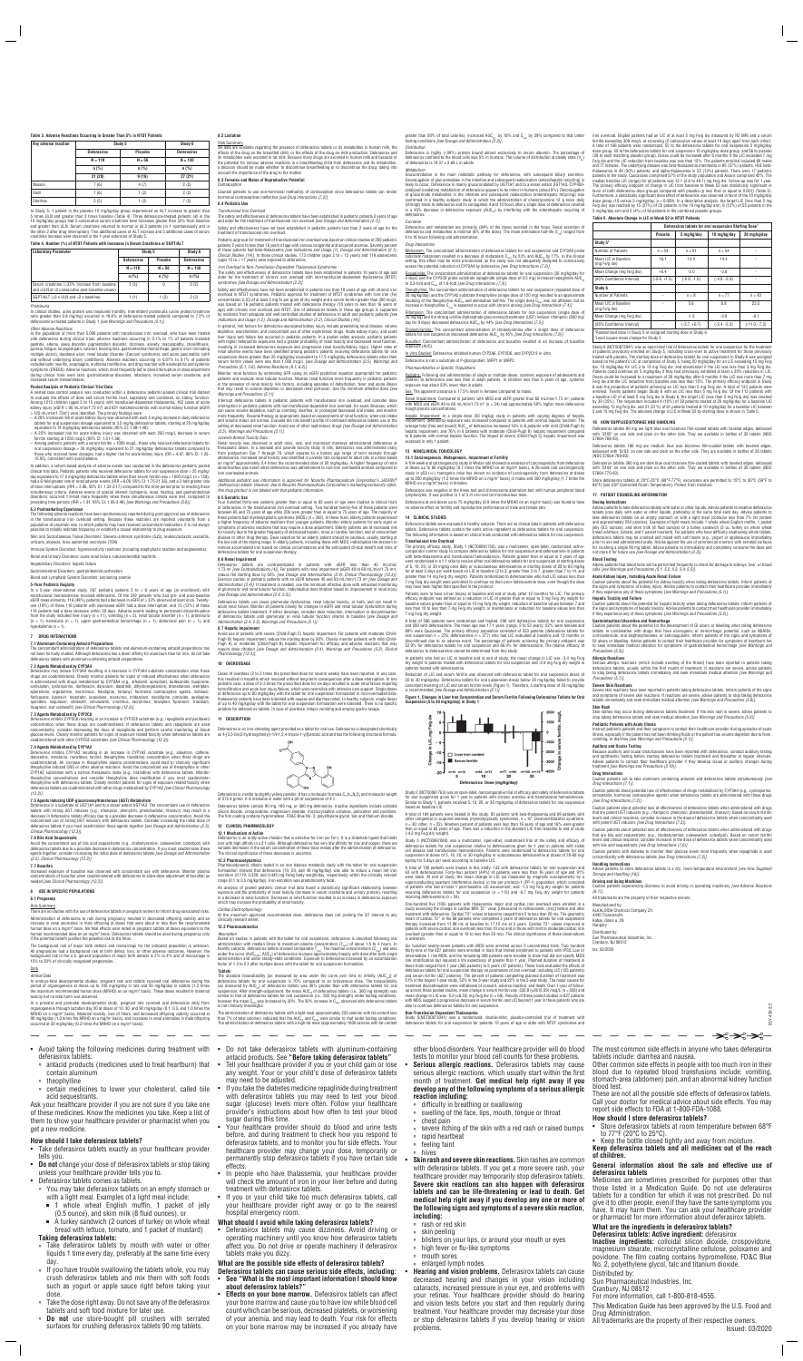**Table 2. Adverse Reactions Occurring in Greater Than 5% in NTDT Patients**

| Any adverse reaction | Study 5 | | Study 6 |
|---|---|---|---|
| | Deferasirox | Placebo | Deferasirox |
| | N = 110 | N = 56 | N = 130 |
| | n (%) | n (%) | n (%) |
| | 31 (28) | 9 (16) | 27 (21) |
| Nausea | 7 (6) | 4 (7) | 2 (2) |
| Rash | 7 (6) | 1 (2) | 2 (2) |
| Diarrhea | 6 (5) | 1 (2) | 2 (2) |

In Study 5, 1 patient in the placebo 10 mg/kg/day group experienced an ALT increase to greater than 5 times ULN and greater than 2 times baseline (Table 4). Three deferasirox-treated patients (all in the 10 mg/kg/day group) had 2 consecutive serum creatinine level increases greater than 33% from baseline and greater than ULN. Serum creatinine returned to normal in all 3 patients (in 1 spontaneously and in the other 2 after drug interruption). Two additional cases of ALT increase and 2 additional cases of serum creatinine increase were observed in the 1-year extension of Study 5.

**Table 4. Number (%) of NTDT Patients with Increases in Serum Creatinine or SGPT/ALT**

| Laboratory Parameter | Study 5 | | Study 6 |
|---|---|---|---|
| | Deferasirox | Placebo | Deferasirox |
| | N = 110 | N = 56 | N = 130 |
| | n (%) | n (%) | n (%) |
| Serum creatinine (>33% increase from baseline and >ULN at 2 consecutive post-baseline values) | 3 (3) | 0 | 2 (2) |
| SGPT/ALT (>5 x ULN and >2 x baseline) | 1 (1) | 1 (2) | 2 (2) |

*Proteinuria*

In clinical studies, urine protein was measured monthly. Intermittent proteinuria (urine protein/creatinine ratio greater than 0.6 mg/mg) occurred in 18.6% of deferasirox-treated patients compared to 7.2% of deferoxamine-treated patients in Study 1 *[see Warnings and Precautions (5.1)]*.

*Other Adverse Reactions*

In the population of more than 5,000 patients with transfusional iron overload, who have been treated with deferasirox during clinical trials, adverse reactions occurring in 0.1% to 1% of patients included gastritis, edema, sleep disorder, pigmentation disorder, dizziness, anxiety, maculopathy, cholelithiasis, pyrexia, fatigue, laryngeal pain, cataract, hearing loss, gastrointestinal hemorrhage, gastric ulcer (including multiple ulcers), duodenal ulcer, renal tubular disorder (Fanconi syndrome), and acute pancreatitis (with and without underlying biliary conditions). Adverse reactions occurring in 0.01% to 0.1% of patients included optic neuritis, esophagitis, erythema multiforme, and drug reaction with eosinophilia and systemic symptoms (DRESS). Adverse reactions, which most frequently led to dose interruption or dose adjustment during clinical trials were rash, gastrointestinal disorders, infections, increased serum creatinine, and increased serum transaminases.

*Pooled Analysis of Pediatric Clinical Trial Data*

A nested case-control analysis was conducted within a deferasirox pediatric-pooled clinical trial dataset to evaluate the effects of dose and serum ferritin level, separately and combined, on kidney function. Among 1213 children (aged 2 to 15 years) with transfusion-dependent thalassemia, 162 cases of acute kidney injury (eGFR ≤ 90 mL/min/1.73 m² and 33% decrease in eGFR from baseline) and 621 matched controls with normal kidney function (eGFR > 120 mL/min/1.73 m²) were identified. The primary findings were:

- A 33% increased risk for acute kidney injury was observed with each 5 mg/kg increase in daily deferasirox tablets for oral suspension dosage equivalent to 3.5 mg/kg deferasirox tablets, starting at 20 mg/kg/day equivalent to 14 mg/kg/day deferasirox tablets (95% CI: 1.08–1.65).
- A 25% increased risk for acute kidney injury was observed with each 250 mcg/L decrease in serum ferritin starting at 1250 mcg/L (95% CI: 1.01–1.54).
- Among pediatric patients with serum ferritin < 1000 mcg/L, those whose dosage was higher than 30 mg/kg/day for tablets for oral suspension (equivalent to 21 mg/kg/day deferasirox tablets) compared to those who received lower dosages had a higher risk for acute kidney injury (OR = 4.47, 95% CI: 1.56–12.77).

In addition, a cohort-based analysis of adverse events was conducted in the deferasirox pediatric pooled clinical trial data. Pediatric patients who received deferasirox tablets for oral suspension dose > 25 mg/kg/day equivalent to 17.5 mg/kg/day deferasirox tablets when their serum ferritin was < 1000 mcg/L (n = 158), had a 6-fold greater rate of renal adverse events (IRR = 6.00, 95% CI: 1.75–30.20), and a 2-fold greater rate of dose interruptions (IRR = 2.06, 95% CI: 1.33–3.17) compared to the time-period prior to meeting these simultaneous criteria. Adverse events of special interest (cytopenias, renal, hearing, and gastrointestinal disorders) occurred 1.9-fold more frequently when these simultaneous criteria were met, compared to preceding time-periods (IRR = 1.91, 95% CI: 1.05–3.49) *[see Dosage and Administration (2.4)]*.

### 6.2 Postmarketing Experience

The following adverse reactions have been spontaneously reported during post-approval use of deferasirox in the transfusional iron overload setting. Because these reactions are reported voluntarily from a population of uncertain size, in which patients may have received concomitant medication, it is not always possible to reliably estimate frequency or establish a causal relationship to drug exposure.

*Skin and Subcutaneous Tissue Disorders:* Stevens-Johnson syndrome (SJS), leukocytoclastic vasculitis, urticaria, alopecia, toxic epidermal necrolysis (TEN)

*Immune System Disorders:* hypersensitivity reactions (including anaphylactic reaction and angioedema)

*Renal and Urinary Disorders:* acute renal failure, tubulointerstitial nephritis

*Hepatobiliary Disorders:* hepatic failure

*Gastrointestinal Disorders:* gastrointestinal perforation

*Blood and Lymphatic System Disorders:* worsening anemia

*5-Year Pediatric Registry*

In a 5-year observational study, 267 pediatric patients 2 to < 6 years of age (at enrollment) with transfusional hemosiderosis received deferasirox. Of the 242 patients who had pre- and post-baseline eGFR measurements, 116 (48%) patients had a decrease in eGFR of ≥ 33% observed at least once. Twenty-one (18%) of these 116 patients with decreased eGFR had a dose interruption, and 15 (13%) of these 116 patients had a dose decrease within 30 days. Adverse events leading to permanent discontinuation from the study included liver injury (n = 11), vomiting (n = 2), renal tubular disorder (n = 1), proteinuria (n = 1), hematuria (n = 1), upper gastrointestinal hemorrhage (n = 1), abdominal pain (n = 1), and hypokalemia (n = 1).

## 7 DRUG INTERACTIONS

### 7.1 Aluminum-Containing Antacid Preparations

The concomitant administration of deferasirox tablets and aluminum-containing antacid preparations has not been formally studied. Although deferasirox has a lower affinity for aluminum than for iron, do not take deferasirox tablets with aluminum-containing antacid preparations.

### 7.2 Agents Metabolized by CYP3A4

Deferasirox may induce CYP3A4 resulting in a decrease in CYP3A4 substrate concentration when these drugs are coadministered. Closely monitor patients for signs of reduced effectiveness when deferasirox is administered with drugs metabolized by CYP3A4 (e.g., alfentanil, aprepitant, budesonide, buspirone, conivaptan, cyclosporine, darifenacin, darunavir, dasatinib, dihydroergotamine, dronedarone, eletriptan, eplerenone, ergotamine, everolimus, felodipine, fentanyl, hormonal contraceptive agents, indinavir, fluticasone, lopinavir, lovastatin, lurasidone, maraviroc, midazolam, nisoldipine, pimozide, quetiapine, quinidine, saquinavir, sildenafil, simvastatin, sirolimus, tacrolimus, ticagrelor, tipranavir, tolvaptan, triazolam, and vardenafil) *[see Clinical Pharmacology (12.3)]*.

### 7.3 Agents Metabolized by CYP2C8

Deferasirox inhibits CYP2C8 resulting in an increase in CYP2C8 substrate (e.g., repaglinide and paclitaxel) concentration when these drugs are coadministered. If deferasirox tablets and repaglinide are used concomitantly, consider decreasing the dose of repaglinide and perform careful monitoring of blood glucose levels. Closely monitor patients for signs of exposure related toxicity when deferasirox tablets are coadministered with other CYP2C8 substrates *[see Clinical Pharmacology (12.3)]*.

### 7.4 Agents Metabolized by CYP1A2

Deferasirox inhibits CYP1A2 resulting in an increase in CYP1A2 substrate (e.g., alosetron, caffeine, duloxetine, melatonin, ramelteon, tacrine, theophylline, tizanidine) concentration when these drugs are coadministered. An increase in theophylline plasma concentrations could lead to clinically significant theophylline induced CNS or other adverse reactions. Avoid the concomitant use of theophylline or other CYP1A2 substrates with a narrow therapeutic index (e.g., tizanidine) with deferasirox tablets. Monitor theophylline concentrations and consider theophylline dose modification if you must coadminister theophylline with deferasirox tablets. Closely monitor patients for signs of exposure related toxicity when deferasirox tablets are coadministered with other drugs metabolized by CYP1A2 *[see Clinical Pharmacology (12.3)]*.

### 7.5 Agents Inducing UDP-glucuronosyltransferase (UGT) Metabolism

Deferasirox is a substrate of UGT1A1 and to a lesser extent UGT1A3. The concomitant use of deferasirox tablets with strong UGT inducers (e.g., rifampicin, phenytoin, phenobarbital, ritonavir) may result in a decrease in deferasirox tablets efficacy due to a possible decrease in deferasirox concentration. Avoid the concomitant use of strong UGT inducers with deferasirox tablets. Consider increasing the initial dose of deferasirox tablets if you must coadminister these agents together *[see Dosage and Administration (2.5), Clinical Pharmacology (12.3)]*.

### 7.6 Bile Acid Sequestrants

Avoid the concomitant use of bile acid sequestrants (e.g., cholestyramine, colesevelam, colestipol) with deferasirox tablets due to a possible decrease in deferasirox concentration. If you must coadminister these agents together, consider increasing the initial dose of deferasirox tablets *[see Dosage and Administration (2.5), Clinical Pharmacology (12.3)]*.

### 7.7 Busulfan

Increased exposure of busulfan was observed with concomitant use with deferasirox. Monitor plasma concentrations of busulfan when coadministered with deferasirox to allow dose adjustment of busulfan as needed *[see Clinical Pharmacology (12.3)]*.

## 8 USE IN SPECIFIC POPULATIONS

### 8.1 Pregnancy

Risk Summary

There are no studies with the use of deferasirox tablets in pregnant women to inform drug-associated risks.

Administration of deferasirox to rats during pregnancy resulted in decreased offspring viability and an increase in renal anomalies in male offspring at doses that were about or less than the recommended human dose on a mg/m² basis. No fetal effects were noted in pregnant rabbits at doses equivalent to the human recommended dose on an mg/m² basis. Deferasirox tablets should be used during pregnancy only if the potential benefit justifies the potential risk to the fetus.

The background risk of major birth defects and miscarriage for the indicated population is unknown. All pregnancies have a background risk of birth defect, loss, or other adverse outcomes. However, the background risk in the U.S. general population of major birth defects is 2% to 4% and of miscarriage is 15% to 20% of clinically recognized pregnancies.

Data

*Animal Data*

In embryo-fetal developmental studies, pregnant rats and rabbits received oral deferasirox during the period of organogenesis at doses up to 100 mg/kg/day in rats and 50 mg/kg/day in rabbits (1.2 times the maximum recommended human dose (MRHD) on an mg/m² basis). These doses resulted in maternal toxicity but no fetal harm was observed.

In a prenatal and postnatal developmental study, pregnant rats received oral deferasirox daily from organogenesis through lactation day 20 at doses of 10, 30, and 90 mg/kg/day (0.1, 0.3, and 1.0 times the MRHD on a mg/m² basis). Maternal toxicity, loss of litters, and decreased offspring viability occurred at 90 mg/kg/day (1.0 times the MRHD on a mg/m² basis), and increases in renal anomalies in male offspring occurred at 30 mg/kg/day (0.3 times the MRHD on a mg/m² basis).

### 8.2 Lactation

Risk Summary

No data are available regarding the presence of deferasirox tablets or its metabolites in human milk, the effects of the drug on the breastfed child, or the effects of the drug on milk production. Deferasirox and its metabolites were excreted in rat milk. Because many drugs are excreted in human milk and because of the potential for serious adverse reactions in a breastfeeding child from deferasirox and its metabolites, a decision should be made whether to discontinue breastfeeding or to discontinue the drug, taking into account the importance of the drug to the mother.

### 8.3 Females and Males of Reproductive Potential

Contraception

Counsel patients to use non-hormonal method(s) of contraception since deferasirox tablets can render hormonal contraceptives ineffective *[see Drug Interactions (7.2)]*.

### 8.4 Pediatric Use

*Transfusional Iron Overload*

The safety and effectiveness of deferasirox tablets have been established in pediatric patients 2 years of age and older for the treatment of transfusional iron overload *[see Dosage and Administration (2.1)]*.

Safety and effectiveness have not been established in pediatric patients less than 2 years of age for the treatment of transfusional iron overload.

Pediatric approval for treatment of transfusional iron overload was based on clinical studies of 292 pediatric patients 2 years to less than 16 years of age with various congenital and acquired anemias. Seventy percent of these patients had beta-thalassemia *[see Indications and Usage (1), Dosage and Administration (2.1), Clinical Studies (14)]*. In those clinical studies, 173 children (ages 2 to < 12 years) and 119 adolescents (ages 12 to < 17 years) were exposed to deferasirox.

*Iron Overload in Non-Transfusion-Dependent Thalassemia Syndromes*

The safety and effectiveness of deferasirox tablets have been established in patients 10 years of age and older for the treatment of chronic iron overload with non-transfusion-dependent thalassemia (NTDT) syndromes *[see Dosage and Administration (2.2)]*.

Safety and effectiveness have not been established in patients less than 10 years of age with chronic iron overload in NTDT syndromes. Pediatric approval for treatment of NTDT syndromes with liver iron (Fe) concentration (LIC) of at least 5 mg Fe per gram of dry weight was based on 16 pediatric patients treated with deferasirox therapy (10 years to less than 16 years of age with chronic iron overload and NTDT). Use of deferasirox tablets in these age groups is supported by evidence from adequate and well-controlled studies of deferasirox in adult and pediatric patients *[see Indications and Usage (1.2), Dosage and Administration (2.2), Clinical Studies (14)]*.

In general, risk factors for deferasirox-associated kidney injury include preexisting renal disease, volume depletion, overtreatment, and concomitant use of other nephrotoxic drugs. Acute kidney injury, and acute liver injury and failure has occurred in pediatric patients. In a pooled safety analysis, pediatric patients with higher deferasirox exposures had a greater probability of renal toxicity and decreased renal function, resulting in increased deferasirox exposure and progressive renal toxicity/kidney injury. Higher rates of renal adverse events have been identified among pediatric patients receiving deferasirox tablets for oral suspension doses greater than 25 mg/kg/day equivalent to 17.5 mg/kg/day deferasirox tablets when their serum ferritin values were less than 1,000 mcg/L *[see Dosage and Administration (2.4), Warnings and Precautions (5.1, 5.2), Adverse Reactions (6.1, 6.2)]*.

Monitor renal function by estimating GFR using an eGFR prediction equation appropriate for pediatric patients and evaluate renal tubular function. Monitor renal function more frequently in pediatric patients in the presence of renal toxicity risk factors, including episodes of dehydration, fever and acute illness that may result in volume depletion or decreased renal perfusion *[see Dosage and Administration (2.4), Warnings and Precautions (5.1)]*.

Avoid deferasirox tablets in pediatric patients with transfusional iron overload, and consider dose interruption in patients with non-transfusion-dependent iron overload, for acute illnesses, which can cause volume depletion, such as vomiting, diarrhea, or prolonged decreased oral intake, and monitor more frequently. Resume therapy as appropriate, based on assessments of renal function, when oral intake and volume status are normal. Evaluate the risk:benefit profile of continued deferasirox tablets use in the setting of decreased renal function. Avoid use of other nephrotoxic drugs *[see Dosage and Administration (2.4), Warnings and Precautions (5.1)]*.

*Juvenile Animal Toxicity Data*

Renal toxicity was observed in adult mice, rats, and marmoset monkeys administered deferasirox at therapeutic doses. In a neonatal and juvenile toxicity study in rats, deferasirox was administered orally from postpartum Day 7 through 70, which equates to a human age range of term neonate through adolescence. Increased renal toxicity was identified in juvenile rats compared to adult rats at a dose based on mg/m² approximately 0.4 times the recommended dose of 20 mg/kg/day. A higher frequency of renal abnormalities was noted when deferasirox was administered to non-iron overloaded animals compared to iron overloaded animals.

*Additional pediatric use information is approved for Novartis Pharmaceuticals Corporation's JADENU® (deferasirox) tablets. However, due to Novartis Pharmaceuticals Corporation's marketing exclusivity rights, this drug product is not labeled with that pediatric information.*

### 8.5 Geriatric Use

Four hundred thirty-one (431) geriatric patients were studied in clinical trials of deferasirox in the transfusional iron overload setting. Two hundred twenty-five (225) of these patients were between 65 and 75 years of age while 206 were greater than or equal to 75 years of age. The majority of these patients had myelodysplastic syndrome (MDS) (n = 393). In these trials, elderly patients experienced a higher frequency of adverse reactions than younger patients. Monitor elderly patients for early signs or symptoms of adverse reactions that may require a dose adjustment. Elderly patients are at increased risk for toxicity due to the greater frequency of decreased hepatic, renal, or cardiac function, and of concomitant disease or other drug therapy. Dose selection for an elderly patient should be cautious, usually starting at the low end of the dosing range. In elderly patients, including those with MDS, individualize the decision to remove accumulated iron based on clinical circumstances and the anticipated clinical benefit and risks of deferasirox tablets therapy.

### 8.6 Renal Impairment

Deferasirox tablets are contraindicated in patients with eGFR less than 40 mL/min/1.73 m² *[see Contraindications (4)]*. For patients with renal impairment (eGFR 40 to 60 mL/min/1.73 m²), reduce the starting dose by 50% *[see Dosage and Administration (2.4), Clinical Pharmacology (12.3)]*.

Exercise caution in pediatric patients with eGFR between 40 and 60 mL/min/1.73 m² *[see Dosage and Administration (2.4)]*. If treatment is needed, use the minimum effective dose with enhanced monitoring of glomerular and renal tubular function. Individualize dose titration based on improvement in renal injury *[see Dosage and Administration (2.4, 2.5)]*.

Deferasirox tablets can cause glomerular dysfunction, renal tubular toxicity, or both, and can result in acute renal failure. Monitor all patients closely for changes in eGFR and renal tubular dysfunction during deferasirox tablets treatment. If either develops, consider dose reduction, interruption or discontinuation of deferasirox tablets until glomerular or renal tubular function returns to baseline *[see Dosage and Administration (2.4, 2.5), Warnings and Precautions (5.1)]*.

### 8.7 Hepatic Impairment

Avoid use in patients with severe (Child-Pugh C) hepatic impairment. For patients with moderate (Child-Pugh B) hepatic impairment, reduce the starting dose by 50%. Closely monitor patients with mild (Child-Pugh A) or moderate (Child-Pugh B) hepatic impairment for efficacy and adverse reactions that may require dose titration *[see Dosage and Administration (2.4), Warnings and Precautions (5.2), Clinical Pharmacology (12.3)]*.

## 10 OVERDOSAGE

Cases of overdose (2 to 3 times the prescribed dose for several weeks) have been reported. In one case, this resulted in hepatitis which resolved without long-term consequences after a dose interruption. Single doses up to 80 mg/kg with the tablets for oral suspension formulation in iron overloaded beta-thalassemic patients have been tolerated with nausea and diarrhea noted. In healthy subjects, single doses of up to 40 mg/kg with the tablets for oral suspension formulation were tolerated. There is no specific antidote for deferasirox tablets. In case of overdose, induce vomiting and employ gastric lavage.

## 11 DESCRIPTION

Deferasirox is an iron-chelating agent provided as a tablet for oral use. Deferasirox is designated chemically as 4-[3,5-bis(2-hydroxyphenyl)-1H-1,2,4-triazol-1-yl]benzoic acid and has the following structural formula:

Deferasirox is a white to slightly yellow powder. It has a molecular formula $C_{21}H_{15}N_3O_4$ and molecular weight of 373.4 g/mol.

Deferasirox tablets contain 90 mg, 180 mg, or 360 mg deferasirox. Inactive ingredients include colloidal silicon dioxide, crospovidone, magnesium stearate, microcrystalline cellulose, poloxamer and povidone. The film coating contains hypromellose, FD&C Blue No. 2, polyethylene glycol, talc and titanium dioxide.

## 12 CLINICAL PHARMACOLOGY

### 12.1 Mechanism of Action

Deferasirox is an orally active chelator that is selective for iron (as $Fe^{3+}$). It is a tridentate ligand that binds iron with high affinity in a 2:1 ratio. Although deferasirox has very low affinity for zinc and copper, there are variable decreases in the serum concentration of these trace metals after the administration of deferasirox. The clinical significance of these decreases is uncertain.

### 12.2 Pharmacodynamics

Pharmacodynamic effects tested in an iron balance metabolic study with the tablets for oral suspension formulation showed that deferasirox (10, 20, and 40 mg/kg/day) was able to induce a mean net iron excretion (0.119, 0.329, and 0.445 mg Fe/kg body weight/day, respectively) within the clinically relevant range (0.1 to 0.5 mg/kg/day). Iron excretion was predominantly fecal.

An analysis of pooled pediatric clinical trial data found a statistically significant relationship between exposure and the probability of renal toxicity (increase in serum creatinine and urinary protein), resulting in decreased renal function. Decreases in renal function resulted in increased exposure to deferasirox which may increase the probability of renal toxicity.

*Cardiac Electrophysiology*

At the maximum approved recommended dose, deferasirox does not prolong the QT interval to any clinically relevant extent.

### 12.3 Pharmacokinetics

*Absorption*

Based on studies in patients with the tablet for oral suspension, deferasirox is absorbed following oral administration with median times to maximum plasma concentration ($t_{max}$) of about 1.5 to 4 hours. In healthy subjects, deferasirox exposure (mean $C_{max}$ and $AUC$) increased approximately proportionally with dose after both single and multiple administration and under steady state conditions. Exposure to deferasirox increased by an accumulation factor of 1.3 to 2.3 after multiple doses with the tablets for oral suspension.

*Tablets*

The absolute bioavailability (as measured by area under the curve) of deferasirox tablets for oral suspension is 70% compared to an intravenous dose. The bioavailability (as measured by $AUC_{0-inf}$) of deferasirox tablets was 36% greater than with deferasirox tablets for oral suspension. After strength-adjustment, the mean $AUC_{0-inf}$ of deferasirox tablets (i.e., 360 mg strength) was similar to that of deferasirox tablets for oral suspension (i.e., 500 mg strength) under fasting conditions. The $C_{max}$ was increased by 30% (90% CI: 20.3% – 40.0%); however, the clinical exposure/response analysis revealed no evidence of clinically relevant effects of such an increase.

The administration of deferasirox tablets with a light meal (approximately 250 calories with fat content less than 7% of total calories) indicated that the $AUC_{0-inf}$ and $C_{max}$ were similar to that under fasting conditions. The administration of deferasirox tablets with a high-fat meal (approximately 1000 calories with fat content greater than 50% of total calories) increased $AUC_{0-inf}$ by 18% and $C_{max}$ by 29% compared to that under fasting conditions *[see Dosage and Administration (2.3)]*.

*Distribution*

Deferasirox is highly (~99%) protein bound almost exclusively to serum albumin. The percentage of deferasirox confined to the blood cells was 5% in humans. The volume of distribution at steady state ($V_{ss}$) of deferasirox is 14.37 ± 2.69 L in adults.

*Metabolism*

Glucuronidation is the main metabolic pathway for deferasirox, with subsequent biliary excretion. Deconjugation of glucuronidates in the intestine and subsequent reabsorption (enterohepatic recycling) is likely to occur. Deferasirox is mainly glucuronidated by UGT1A1 and to a lesser extent UGT1A3. CYP450-catalyzed (oxidative) metabolism of deferasirox appears to be minor in humans (about 8%). Deconjugation of glucuronide metabolites in the intestine and subsequent reabsorption (enterohepatic recycling) was confirmed in a healthy subjects study in which the administration of cholestyramine 12 g twice daily (strongly binds to deferasirox and its conjugates) 4 and 10 hours after a single dose of deferasirox resulted in a 45% decrease in deferasirox exposure ($AUC_{inf}$) by interfering with the enterohepatic recycling of deferasirox.

*Excretion*

Deferasirox and metabolites are primarily (84% of the dose) excreted in the feces. Renal excretion of deferasirox and its metabolites is minimal (8% of the dose). The mean elimination half-life ($t_{1/2}$) ranged from 8 to 16 hours following oral administration.

*Drug Interactions*

Midazolam: The concomitant administration of deferasirox tablets for oral suspension and CYP3A4 probe substrate midazolam resulted in a decrease of midazolam $C_{max}$ by 23% and $AUC_{inf}$ by 17%. In the clinical setting, this effect may be more pronounced, as the study was not adequately designed to conclusively assess the potential induction of CYP3A4 by deferasirox *[see Drug Interactions (7.2)]*.

Repaglinide: The concomitant administration of deferasirox tablets for oral suspension (30 mg/kg/day for 4 days) and the CYP2C8 probe substrate repaglinide (single dose of 0.5 mg) increased repaglinide $AUC_{inf}$ by 2.3-fold and $C_{max}$ of 1.6-fold *[see Drug Interactions (7.3)]*.

Theophylline: The concomitant administration of deferasirox tablets for oral suspension (repeated dose of 30 mg/kg/day) and the CYP1A2 substrate theophylline (single dose of 120 mg) resulted in an approximate doubling of the theophylline $AUC_{inf}$ and elimination half-life. The single dose $C_{max}$ was not affected, but an increase in theophylline $C_{max}$ is expected to occur with chronic dosing *[see Drug Interactions (7.4)]*.

Rifampicin: The concomitant administration of deferasirox tablets for oral suspension (single dose of 30 mg/kg) and the potent UDP-glucuronosyltransferase (UGT) inducer rifampicin (600 mg/day for 9 days) decreased deferasirox $AUC_{inf}$ by 44% *[see Drug Interactions (7.5)]*.

Cholestyramine: The concomitant administration of cholestyramine after a single dose of deferasirox tablets for oral suspension decreased deferasirox $AUC_{inf}$ by 45% *[see Drug Interactions (7.6)]*.

Busulfan: Concomitant administration of deferasirox and busulfan resulted in an increase of busulfan exposure (AUC).

*In vitro Studies:* Deferasirox inhibited human CYP2A6, CYP2D6, and CYP2C9 in vitro.

Deferasirox is not a substrate of P-glycoprotein, MRP1 or MRP2.

*Pharmacokinetics in Specific Populations*

Pediatric: Following oral administration of single or multiple doses, systemic exposure of adolescents and children to deferasirox was less than in adult patients. In children less than 6 years of age, systemic exposure was about 50% lower than in adults.

Sex: The apparent clearance is 17.5% lower in females compared to males.

Renal Impairment: Compared to patients with MDS and eGFR greater than 60 mL/min/1.73 m², patients with MDS and eGFR 40 to 60 mL/min/1.73 m² (n = 34) had approximately 50% higher mean deferasirox trough plasma concentrations.

Hepatic Impairment: In a single dose (20 mg/kg) study in patients with varying degrees of hepatic impairment, deferasirox exposure was increased compared to patients with normal hepatic function. The average total (free and bound) AUC of deferasirox increased 16% in 6 patients with mild (Child-Pugh A) hepatic impairment, and 76% in 6 patients with moderate (Child-Pugh B) hepatic impairment compared to 6 patients with normal hepatic function. The impact of severe (Child-Pugh C) hepatic impairment was assessed in only 1 patient.

## 13 NONCLINICAL TOXICOLOGY

### 13.1 Carcinogenesis, Mutagenesis, Impairment of Fertility

A 104-week oral carcinogenicity study in Wistar rats showed no evidence of carcinogenicity from deferasirox at doses up to 60 mg/kg/day (0.6 times the MRHD on an mg/m² basis). A 26-week oral carcinogenicity study in p53 (+/-) transgenic mice has shown no evidence of carcinogenicity from deferasirox at doses up to 200 mg/kg/day (1.2 times the MRHD on a mg/m² basis) in males and 300 mg/kg/day (1.7 times the MRHD on a mg/m² basis) in females.

Deferasirox was negative in the Ames test and chromosome aberration test with human peripheral blood lymphocytes. It was positive in 1 of 3 in vivo oral rat micronucleus tests.

Deferasirox at oral doses up to 75 mg/kg/day (0.8 times the MRHD on an mg/m² basis) was found to have no adverse effect on fertility and reproductive performance of male and female rats.

## 14 CLINICAL STUDIES

Deferasirox tablets were evaluated in healthy subjects. There are no clinical data in patients with deferasirox tablets. Deferasirox tablets contain the same active ingredient as deferasirox tablets for oral suspension. The following information is based on clinical trials conducted with deferasirox tablets for oral suspension.

*Transfusional Iron Overload*

The primary efficacy study, Study 1 (NCT00061750), was a multicenter, open-label, randomized, active-comparator control study to compare deferasirox tablets for oral suspension and deferoxamine in patients with β-thalassemia and transfusional hemosiderosis. Patients greater than or equal to 2 years of age were randomized in a 1:1 ratio to receive either oral deferasirox tablets for oral suspension at starting doses of 5, 10, 20, or 30 mg/kg once daily or subcutaneous deferoxamine at starting doses of 20 to 60 mg/kg for at least 5 days per week based on LIC at baseline (2 to 3, greater than 3 to 7, greater than 7 to 14, and greater than 14 mg Fe/g dry weight). Patients randomized to deferoxamine who had LIC values less than 7 mg Fe/g dry weight were permitted to continue on their prior deferoxamine dose, even though the dose may have been higher than specified in the protocol.

Patients were to have a liver biopsy at baseline and end of study (after 12 months) for LIC. The primary efficacy endpoint was defined as a reduction in LIC of greater than or equal to 3 mg Fe/g dry weight for baseline values greater than or equal to 10 mg Fe/g dry weight, reduction of baseline values between 7 and less than 10 to less than 7 mg Fe/g dry weight, or maintenance or reduction for baseline values less than 7 mg Fe/g dry weight.

A total of 586 patients were randomized and treated: 296 with deferasirox tablets for oral suspension and 290 with deferoxamine. The mean age was 17.1 years (range, 2 to 53 years); 52% were females and 88% were Caucasian. The primary efficacy population consisted of 553 patients (deferasirox tablets for oral suspension n = 276; deferoxamine n = 277) who had LIC evaluated at baseline and 12 months or discontinued due to an adverse event. The percentage of patients achieving the primary endpoint was 52.9% for deferasirox tablets for oral suspension and 66.4% for deferoxamine. The relative efficacy of deferasirox to deferoxamine cannot be determined from this study.

In patients who had an LIC at baseline and at end of study, the mean change in LIC was –2.4 mg Fe/g dry weight in patients treated with deferasirox tablets for oral suspension and –2.9 mg Fe/g dry weight in patients treated with deferoxamine.

Reduction of LIC and serum ferritin was observed with deferasirox tablet for oral suspension doses of 20 to 30 mg/kg/day. Deferasirox tablets for oral suspension doses below 20 mg/kg/day failed to provide consistent lowering of LIC and serum ferritin levels (Figure 1). Therefore, a starting dose of 20 mg/kg/day is recommended *[see Dosage and Administration (2.1)]*.

**Figure 1. Changes in Liver Iron Concentration and Serum Ferritin Following Deferasirox Tablets for Oral Suspension (5 to 30 mg/kg/day) in Study 1**

Change in LIC (mg Fe/g dw)

Change in Serum Ferritin (mcg/L)

5 10 20 30

Deferasirox (dose (mg/kg/day))

Study 2 (NCT00061763) was an open-label, non-comparative trial of efficacy and safety of deferasirox tablets for oral suspension given for 1 year to patients with chronic anemias and transfusional hemosiderosis. Similar to Study 1, patients received 5, 10, 20, or 30 mg/kg/day of deferasirox tablets for oral suspension based on baseline LIC.

A total of 184 patients were treated in this study: 85 patients with beta-thalassemia and 99 patients with other congenital or acquired anemias (myelodysplastic syndromes, n = 47; Diamond-Blackfan syndrome, n = 30; other, n = 22). Nineteen percent of patients were less than 16 years of age and 16% were greater than or equal to 65 years of age. There was a reduction in the absolute LIC from baseline to end of study (–4.2 mg Fe/g dry weight).

Study 3 (NCT00067080) was a multicenter, open-label, randomized trial of the safety and efficacy of deferasirox tablets for oral suspension relative to deferoxamine given for 1 year in patients with sickle cell disease and transfusional hemosiderosis. Patients were randomized to deferasirox tablets for oral suspension at doses of 5, 10, 20, or 30 mg/kg/day or subcutaneous deferoxamine at doses of 20 to 60 mg/kg/day for 5 days per week according to baseline LIC.

A total of 195 patients were treated in this study: 132 with deferasirox tablets for oral suspension and 63 with deferoxamine. Forty-four percent of patients were less than 16 years of age and 91% were Black. At end of study, the mean change in LIC (as measured by magnetic susceptometry by a superconducting quantum interference device) in the per protocol-1 (PP-1) population, which consisted of patients who had at least 1 post-baseline LIC assessment, was –1.3 mg Fe/g dry weight for patients receiving deferasirox tablets for oral suspension (n = 113) and –0.7 mg Fe/g dry weight for patients receiving deferoxamine (n = 54).

One-hundred five (105) patients with thalassemia major and cardiac iron overload were enrolled in a study assessing the change in cardiac MRI T2* value (measured in milliseconds, ms) before and after treatment with deferasirox. Cardiac T2* values at baseline ranged from 5 to less than 20 ms. The geometric mean of cardiac T2* in the 68 patients who completed 3 years of deferasirox tablets for oral suspension therapy increased from 11.98 ms at baseline to 17.12 ms at 3 years. Cardiac T2* values improved in patients with severe cardiac iron overload (less than 10 ms) and in those with mild to moderate cardiac iron overload (greater than or equal to 10 to less than 20 ms). The clinical significance of these observations is unknown.

Six hundred twenty-seven patients with MDS were enrolled across 5 uncontrolled trials. Two hundred thirty-nine of the 627 patients were enrolled in trials that limited enrollment to patients with IPSS Low or Intermediate 1 risk MDS, and the remaining 388 patients were enrolled in trials that did not specify MDS risk stratification but required a life expectancy of greater than 1 year. Planned duration of treatment in these trials ranged from 1 year (365 patients) to 5 years (47 patients). These trials evaluated the effects of deferasirox tablets for oral suspension therapy on parameters of iron overload, including LIC (125 patients) and serum ferritin (627 patients). The percent of patients completing planned duration of treatment was 51% in the largest 1 year study, 52% in the 3-year study and 22% in the 5-year study. The major causes for treatment discontinuation were withdrawal of consent, adverse reaction, and death. Over 1-year of follow-up across these pooled studies, mean change in serum ferritin was –332.8 (±2615.0) mcg/L (n = 593) and mean change in LIC was –5.9 (±8.3) mg Fe/g dw (n = 68). Results of these pooled studies in 627 patients with MDS suggest a progressive decrease in serum ferritin and LIC beyond 1 year in those patients who are able to continue deferasirox tablets for oral suspension.

*Non-Transfusion-Dependent Thalassemia*

Study 5 (NCT00873041) was a randomized, double-blind, placebo-controlled trial of treatment with deferasirox tablets for oral suspension for patients 10 years of age or older with NTDT syndromes and iron overload. Eligible patients had an LIC of at least 5 mg Fe/g dw measured by R2 MRI and a serum ferritin exceeding 300 mcg/L at screening (2 consecutive values at least 14 days apart from each other). A total of 166 patients were randomized, 55 to the deferasirox tablets for oral suspension 5 mg/kg/day dose group, 55 to the deferasirox tablets for oral suspension 10 mg/kg/day dose group, and 56 to placebo (28 to each matching placebo group). Doses could be increased after 6 months if the LIC exceeded 7 mg Fe/g dw and the LIC reduction from baseline was less than 15%. The patients enrolled included 89 males and 77 females. The underlying disease was beta-thalassemia intermedia in 95 (57%) patients, HbE beta-thalassemia in 49 (30%) patients, and alpha-thalassemia in 22 (13%) patients. There were 17 pediatric patients in the study. Caucasians comprised 57% of the study population and Asians comprised 42%. The median baseline LIC (range) for all patients was 12.1 (2.6 to 49.1) mg Fe/g dw. Follow-up was for 1 year. The primary efficacy endpoint of change in LIC from baseline to Week 52 was statistically significant in favor of both deferasirox dose groups compared with placebo (p less than or equal to 0.001) (Table 5). Furthermore, a statistically significant dose effect of deferasirox was observed in favor of the 10 mg/kg/day dose group (10 versus 5 mg/kg/day, p = 0.009). In a descriptive analysis, the target LIC (less than 5 mg Fe/g dw) was reached by 15 (27%) of 55 patients in the 10 mg/kg/day arm, 8 (15%) of 55 patients in the 5 mg/kg/day arm and 2 (4%) of 56 patients in the combined placebo groups.

**Table 5. Absolute Change in LIC at Week 52 in NTDT Patients**

| | Deferasirox tablet for oral suspension Starting Dose* | | | |
|---|---|---|---|---|
| | Placebo | 5 mg/kg/day | 10 mg/kg/day | 20 mg/kg/day |
| **Study 5†** | | | | |
| Number of Patients | n = 54 | n = 51 | n = 54 | – |
| Mean LIC at Baseline (mg Fe/g dw) | 16.1 | 13.4 | 14.4 | – |
| Mean Change (mg Fe/g dw) | +0.4 | -2.0 | -3.8 | – |
| (95% Confidence Interval) | (-0.6, +1.3) | (-2.9, -1.0) | (-4.8, -2.9) | – |
| **Study 6** | | | | |
| Number of Patients | – | n = 8 | n = 77 | n = 43 |
| Mean LIC at Baseline (mg Fe/g dw) | – | 5.6 | 8.8 | 23.5 |
| Mean Change (mg Fe/g dw) | – | -1.5 | -2.8 | -9.1 |
| (95% Confidence Interval) | – | (-3.7, +0.7) | (-3.4, -2.3) | (-11.0, -7.3) |

*Randomized dose in Study 5 or assigned starting dose in Study 6

†Last observation carried forward

Study 6 (NCT00873041) was an open-label trial of deferasirox tablets for oral suspension for the treatment of patients previously enrolled on Study 5, including cross-over to active treatment for those previously treated with placebo. The starting dose of deferasirox tablets for oral suspension in Study 6 was assigned based on the patient's LIC at completion of Study 5, being 20 mg/kg/day for LIC exceeding 15 mg Fe/g dw, 10 mg/kg/day for LIC 3 to 15 mg Fe/g dw, and observation if LIC was less than 3 mg Fe/g dw. Patients could continue on 5 mg/kg/day if they had previously achieved LIC less than 3 mg Fe/g dw. A total of 133 patients were enrolled. Twenty patients began Study 6 with an LIC less than 5 mg Fe/g dw. Of the 113 patients with a baseline LIC of at least 5 mg Fe/g dw in Study 6, the target LIC (less than 5 mg Fe/g dw) was reached by 39 (35%). The responders included 4 (18%) of 22 patients treated at 20 mg/kg/day for LIC over 15 mg Fe/g dw at baseline and 21 (30%) of 69 patients treated at 10 mg/kg/day for LIC between 5 and 15 mg Fe/g dw at baseline. The absolute change in LIC at Week 52 by starting dose is shown in Table 5.

## 16 HOW SUPPLIED/STORAGE AND HANDLING

Deferasirox tablets 90 mg are blue colored, film-coated tablets with beveled edges, debossed on one side and plain on the other side. They are available in bottles of 30 tablets.

Deferasirox tablets 180 mg are blue colored, film-coated tablets with beveled edges, debossed on one side and plain on the other side. They are available in bottles of 30 tablets.

Deferasirox tablets 360 mg are dark blue colored, film-coated tablets with beveled edges, debossed on one side and plain on the other side. They are available in bottles of 30 tablets.

Store deferasirox tablets at 20°C to 25°C (68°F to 77°F); excursions permitted to 15°C to 30°C (59°F to 86°F) [see USP Controlled Room Temperature].

## 17 PATIENT COUNSELING INFORMATION

Advise the patient to read the FDA-approved patient labeling (Medication Guide).

**Dosing Instructions**

Advise patients to take deferasirox tablets with water or other liquids. Advise patients to swallow deferasirox tablets once daily with water or other liquids, preferably at the same time each day. Advise patients to take deferasirox tablets on an empty stomach or with a light meal (contains less than 7% fat content and approximately 250 calories). Examples of light meals include 1 whole wheat English muffin, 1 packet jelly (0.5 ounces), and skim milk (8 fluid ounces) or a turkey sandwich (2 oz. turkey on whole wheat bread w/ lettuce, tomato, and 1 packet mustard). For patients who have difficulty swallowing whole tablets, deferasirox tablets may be crushed and mixed with soft foods (e.g., yogurt or applesauce) immediately prior to use and administered orally. Advise against the use of commercial crushers with serrated surfaces for crushing a single 90 mg tablet. Advise patients to immediately and completely consume the dose and not store it for future use *[see Dosage and Administration (2.3)]*.

**Blood Testing**

Advise patients that blood tests will be performed frequently to check for damage to kidneys, liver, or blood cells *[see Dosage and Administration (2.4), Warnings and Precautions (5.1, 5.2, 5.4)]*.

**Acute Kidney Injury, Including Acute Renal Failure**

Caution patients about the potential for kidney toxicity when taking deferasirox tablets. Inform patients of the signs and symptoms of kidney injury. Advise patients to contact their healthcare provider immediately if they experience any of these symptoms *[see Warnings and Precautions (5.1)]*.

**Hepatic Toxicity and Failure**

Caution patients about the potential for hepatic toxicity when taking deferasirox tablets. Inform patients of the signs and symptoms of hepatic toxicity. Advise patients to contact their healthcare provider immediately if they experience any of these symptoms *[see Warnings and Precautions (5.2)]*.

**Gastrointestinal Ulceration, Hemorrhage and Perforation**

Caution patients about the potential for the development of GI ulcers or bleeding when taking deferasirox tablets in combination with drugs that have ulcerogenic or hemorrhagic potential, such as NSAIDs, corticosteroids, oral bisphosphonates, or anticoagulants. Inform patients of the signs and symptoms of GI ulcers or bleeding. Advise patients to contact their healthcare provider immediately for symptoms of GI ulceration or bleeding *[see Warnings and Precautions (5.3)]*.

**Allergic Reactions**

Serious allergic reactions (which include swelling of the throat) have been reported in patients taking deferasirox, usually within the first month of treatment. If reactions are severe, advise patients to stop taking deferasirox tablets immediately and seek immediate medical attention *[see Warnings and Precautions (5.6)]*.

**Severe Skin Reactions**

Severe skin reactions have been reported in patients taking deferasirox tablets. Inform patients of the signs and symptoms of severe skin reactions. If reactions are severe, advise patients to stop taking deferasirox tablets immediately and seek immediate medical attention *[see Warnings and Precautions (5.7)]*.

**Skin Rash**

Skin rashes may occur during deferasirox tablets treatment. If the skin rash is severe, advise patients to stop taking deferasirox tablets and seek medical attention *[see Warnings and Precautions (5.8)]*.

**Pediatric Patients**

Inform pediatric patients and their caregivers to contact their healthcare provider during episodes of acute illness, particularly if the patient has volume depletion due to fever, vomiting, or diarrhea *[see Dosage and Administration (2.4)]*.

**Auditory and Ocular Testing**

Because auditory and ocular disturbances have been reported with deferasirox, conduct auditory testing and ophthalmic testing before starting deferasirox tablets treatment and thereafter at regular intervals. Advise patients to contact their healthcare provider if they develop visual or auditory changes during treatment *[see Warnings and Precautions (5.9)]*.

**Drug Interactions**

Caution patients not to take aluminum containing antacids and deferasirox tablets simultaneously *[see Drug Interactions (7.1)]*.

Caution patients about potential loss of effectiveness of drugs metabolized by CYP3A4 (e.g., cyclosporine, simvastatin, hormonal contraceptive agents) when deferasirox tablets are administered with these drugs *[see Drug Interactions (7.2)]*.

Caution patients about potential loss of effectiveness of deferasirox tablets when administered with drugs that are potent UGT inducers (e.g., rifampicin, phenytoin, phenobarbital, ritonavir). Based on serum ferritin levels and clinical response, consider increases in the dose of deferasirox tablets when concomitantly used with potent UGT inducers *[see Drug Interactions (7.5)]*.

Caution patients about potential loss of effectiveness of deferasirox tablets when administered with drugs that are bile acid sequestrants (e.g., cholestyramine, colesevelam, colestipol). Based on serum ferritin levels and clinical response, consider increases in the dose of deferasirox tablets when concomitantly used with bile acid sequestrants *[see Drug Interactions (7.6)]*.

Caution patients with diabetes to monitor their glucose levels more frequently when repaglinide is used concomitantly with deferasirox tablets *[see Drug Interactions (7.3)]*.

**Driving and Using Machines**

Caution patients experiencing dizziness to avoid driving or operating machinery *[see Adverse Reactions (6.1)]*.

**Handling Instructions**

Advise patients to store deferasirox tablets in a dry, room-temperature environment *[see How Supplied/Storage and Handling (16)]*.

All trademarks are the property of their respective owners.

Manufactured by:
ALKALOIDA Chemical Company Zrt.
H-4440 Tiszavasvári,
Kabay János u. 29.
Hungary

Distributed by:
Sun Pharmaceutical Industries, Inc.
Cranbury, NJ 08512

---

- Avoid taking the following medicines during treatment with deferasirox tablets:
  - antacid products (medicines used to treat heartburn) that contain aluminum
  - theophylline
  - certain medicines to lower your cholesterol, called bile acid sequestrants.

Ask your healthcare provider if you are not sure if you take one of these medicines. Know the medicines you take. Keep a list of them to show your healthcare provider or pharmacist when you get a new medicine.

**How should I take deferasirox tablets?**

- Take deferasirox tablets exactly as your healthcare provider tells you.
- **Do not** change your dose of deferasirox tablets or stop taking unless your healthcare provider tells you to.
- Deferasirox tablets comes as tablets.
- You may take deferasirox tablets on an empty stomach or with a light meal. Examples of a light meal include:
  - 1 whole wheat English muffin, 1 packet of jelly (0.5 ounce), and skim milk (8 fluid ounces), or
  - A turkey sandwich (2 ounces of turkey on whole wheat bread with lettuce, tomato, and 1 packet of mustard).

**Taking deferasirox tablets:**

- Take deferasirox tablets by mouth with water or other liquids 1 time every day, preferably at the same time each day.
- If you have trouble swallowing the tablets whole, you may crush deferasirox tablets and mix them with soft foods such as yogurt or apple sauce right before taking your dose.
- Take the dose right away. Do not save any of the deferasirox tablets and soft food mixture for later use.
- **Do not** use store-bought pill crushers with serrated edges for crushing deferasirox tablets 90 mg tablets.
- Do not take deferasirox tablets with aluminum-containing antacid products. **See "Before taking deferasirox tablets"**
- Tell your healthcare provider if you or your child gain or lose any weight. Your or your child's dose of deferasirox tablets may need to be adjusted.
- If you take the medicine repaglinide during treatment with deferasirox tablets you may need to test your blood sugar (glucose) levels more often. Follow your healthcare provider's instructions about how often to test your blood sugar during this time.
- Your healthcare provider should do blood and urine tests before, and during treatment to check how you respond to deferasirox tablets, and to monitor you for side effects. Your healthcare provider may change your dose, temporarily or permanently stop deferasirox tablets if you have certain side effects.
- In people who have thalassemia, your healthcare provider will check the amount of iron in your liver before and during treatment with deferasirox tablets.
- If you or your child take too much deferasirox tablets, call your healthcare provider right away or go to the nearest hospital emergency room.

**What should I avoid while taking deferasirox tablets?**

- Deferasirox tablets may cause dizziness. Avoid driving or operating machinery until you know how deferasirox tablets affect you. Do not drive or operate machinery if deferasirox tablets make you dizzy.

**What are the possible side effects of deferasirox tablets?**

**Deferasirox tablets can cause serious side effects, including:**

- **See "What is the most important information I should know about deferasirox tablets?"**
- **Effects on your bone marrow.** Deferasirox tablets can affect your bone marrow and cause you to have low white blood cell count (which can cause infections), decreased platelets, or worsening of your anemia, and may lead to death. Your risk for this effect on your bone marrow may increase if you already have other blood disorders. Your healthcare provider will do blood tests to monitor for these problems.
- **Serious allergic reactions.** Deferasirox tablets may cause serious allergic reactions, which usually start within the first month of treatment. **Get medical help right away if you develop any one or more of the following symptoms of a serious allergic reaction including:**
  - difficulty in breathing or swallowing
  - swelling of the face, lips, mouth, tongue or throat
  - chest pain
  - severe itching of the skin with a red rash or raised bumps
  - rapid heartbeat
  - feeling faint
  - hives
- **Skin rash and severe skin reactions.** Skin rashes are common with deferasirox tablets. If you get a more severe rash, your healthcare provider may temporarily stop deferasirox tablets. **Severe skin reactions can also happen with deferasirox tablets and can be life-threatening or lead to death. Get medical help right away if you develop any one or more of the following signs and symptoms of a severe skin reaction, including:**
  - rash or red skin
  - skin peeling
  - blisters on your lips, or around your mouth or eyes
  - high fever or flu-like symptoms
  - mouth sores
  - enlarged lymph nodes
- **Hearing and vision problems.** Deferasirox tablets can cause decreased hearing and changes in your vision including cataracts, increased pressure in your eye, and problems with your retinas. Your healthcare provider should do hearing and vision tests before you start and then regularly during treatment. Your healthcare provider may decrease your dose or stop deferasirox tablets if you develop hearing or vision problems.

**The most common side effects in anyone who takes deferasirox tablets include:** diarrhea and nausea.

Other common side effects in people who have too much iron in their blood due to repeated blood transfusions include: vomiting, stomach-area (abdomen) pain, and an abnormal kidney function blood test.

These are not all the possible side effects of deferasirox tablets.

Call your doctor for medical advice about side effects. You may report side effects to FDA at 1-800-FDA-1088.

**How should I store deferasirox tablets?**

- Store deferasirox tablets at room temperature between 68°F to 77°F (20°C to 25°C).
- Keep the bottle closed tightly and away from moisture.

**Keep deferasirox tablets and all medicines out of the reach of children.**

**General information about the safe and effective use of deferasirox tablets**

Medicines are sometimes prescribed for purposes other than those listed in a Medication Guide. Do not use deferasirox tablets for a condition for which it was not prescribed. Do not give it to other people, even if they have the same symptoms you have. It may harm them. You can ask your healthcare provider or pharmacist for more information about deferasirox tablets.

**What are the ingredients in deferasirox tablets?**

**Deferasirox tablets: Active ingredient:** deferasirox

**Inactive ingredients:** colloidal silicon dioxide, crospovidone, magnesium stearate, microcrystalline cellulose, poloxamer and povidone. The film coating contains hypromellose, FD&C Blue No. 2, polyethylene glycol, talc and titanium dioxide.

Distributed by:
Sun Pharmaceutical Industries, Inc.
Cranbury, NJ 08512

For more information, call 1-800-818-4555.

This Medication Guide has been approved by the U.S. Food and Drug Administration.

All trademarks are the property of their respective owners.

Issued: 03/2020